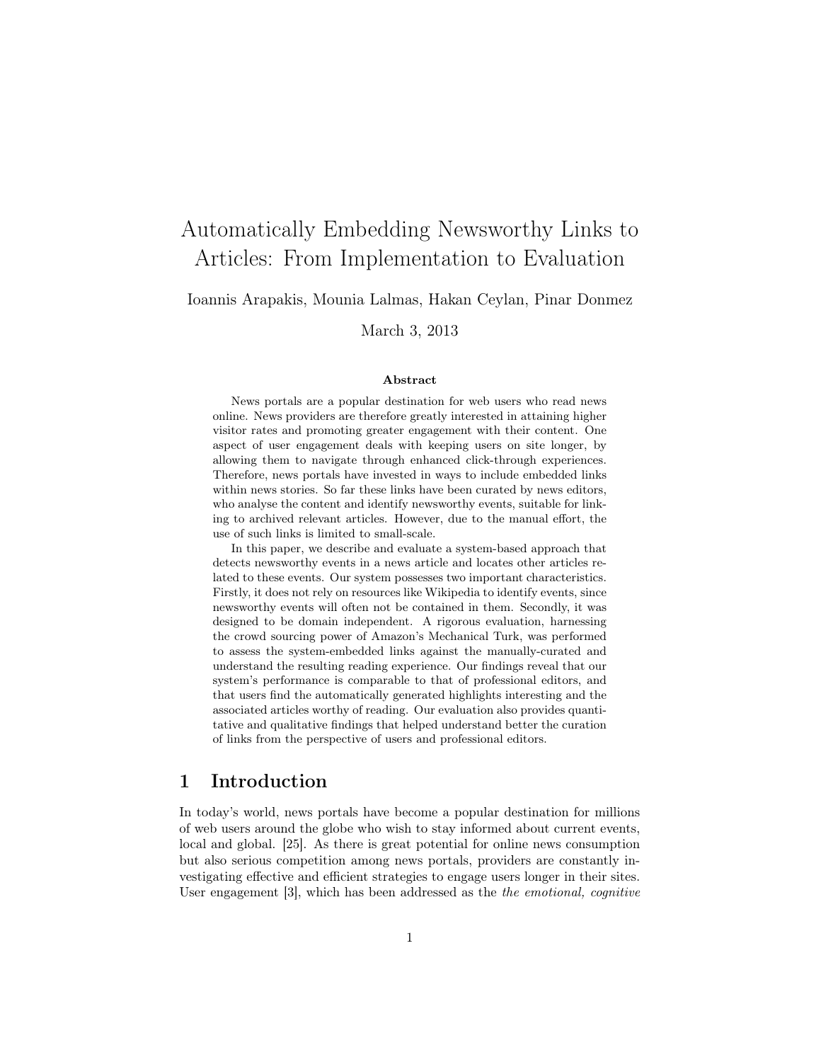# Automatically Embedding Newsworthy Links to Articles: From Implementation to Evaluation

Ioannis Arapakis, Mounia Lalmas, Hakan Ceylan, Pinar Donmez

March 3, 2013

### Abstract

News portals are a popular destination for web users who read news online. News providers are therefore greatly interested in attaining higher visitor rates and promoting greater engagement with their content. One aspect of user engagement deals with keeping users on site longer, by allowing them to navigate through enhanced click-through experiences. Therefore, news portals have invested in ways to include embedded links within news stories. So far these links have been curated by news editors, who analyse the content and identify newsworthy events, suitable for linking to archived relevant articles. However, due to the manual effort, the use of such links is limited to small-scale.

In this paper, we describe and evaluate a system-based approach that detects newsworthy events in a news article and locates other articles related to these events. Our system possesses two important characteristics. Firstly, it does not rely on resources like Wikipedia to identify events, since newsworthy events will often not be contained in them. Secondly, it was designed to be domain independent. A rigorous evaluation, harnessing the crowd sourcing power of Amazon's Mechanical Turk, was performed to assess the system-embedded links against the manually-curated and understand the resulting reading experience. Our findings reveal that our system's performance is comparable to that of professional editors, and that users find the automatically generated highlights interesting and the associated articles worthy of reading. Our evaluation also provides quantitative and qualitative findings that helped understand better the curation of links from the perspective of users and professional editors.

## 1 Introduction

In today's world, news portals have become a popular destination for millions of web users around the globe who wish to stay informed about current events, local and global. [25]. As there is great potential for online news consumption but also serious competition among news portals, providers are constantly investigating effective and efficient strategies to engage users longer in their sites. User engagement [3], which has been addressed as the *the emotional, cognitive*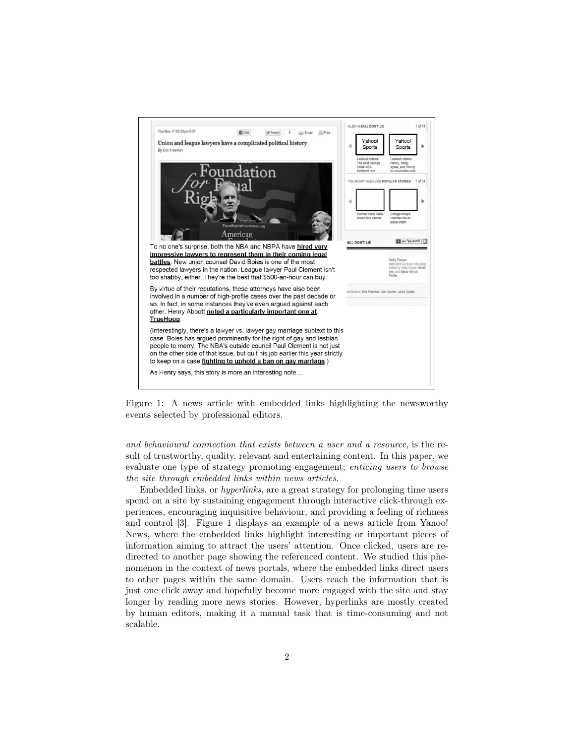Figure 1: A news article with embedded links highlighting the newsworthy events selected by professional editors.

*and behavioural connection that exists between a user and a resource*, is the result of trustworthy, quality, relevant and entertaining content. In this paper, we evaluate one type of strategy promoting engagement; *enticing users to browse the site through embedded links within news articles.*

Embedded links, or *hyperlinks*, are a great strategy for prolonging time users spend on a site by sustaining engagement through interactive click-through experiences, encouraging inquisitive behaviour, and providing a feeling of richness and control [3]. Figure 1 displays an example of a news article from Yanoo! News, where the embedded links highlight interesting or important pieces of information aiming to attract the users' attention. Once clicked, users are redirected to another page showing the referenced content. We studied this phenomenon in the context of news portals, where the embedded links direct users to other pages within the same domain. Users reach the information that is just one click away and hopefully become more engaged with the site and stay longer by reading more news stories. However, hyperlinks are mostly created by human editors, making it a manual task that is time-consuming and not scalable.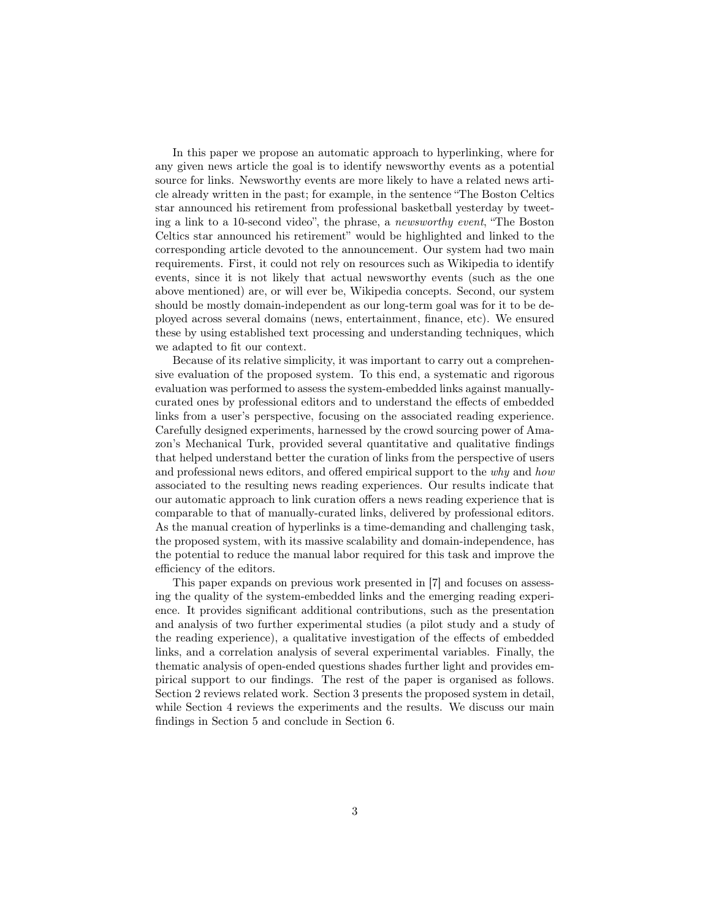In this paper we propose an automatic approach to hyperlinking, where for any given news article the goal is to identify newsworthy events as a potential source for links. Newsworthy events are more likely to have a related news article already written in the past; for example, in the sentence "The Boston Celtics star announced his retirement from professional basketball yesterday by tweeting a link to a 10-second video", the phrase, a *newsworthy event*, "The Boston Celtics star announced his retirement" would be highlighted and linked to the corresponding article devoted to the announcement. Our system had two main requirements. First, it could not rely on resources such as Wikipedia to identify events, since it is not likely that actual newsworthy events (such as the one above mentioned) are, or will ever be, Wikipedia concepts. Second, our system should be mostly domain-independent as our long-term goal was for it to be deployed across several domains (news, entertainment, finance, etc). We ensured these by using established text processing and understanding techniques, which we adapted to fit our context.

Because of its relative simplicity, it was important to carry out a comprehensive evaluation of the proposed system. To this end, a systematic and rigorous evaluation was performed to assess the system-embedded links against manually-curated ones by professional editors and to understand the effects of embedded links from a user's perspective, focusing on the associated reading experience. Carefully designed experiments, harnessed by the crowd sourcing power of Amazon's Mechanical Turk, provided several quantitative and qualitative findings that helped understand better the curation of links from the perspective of users and professional news editors, and offered empirical support to the *why* and *how* associated to the resulting news reading experiences. Our results indicate that our automatic approach to link curation offers a news reading experience that is comparable to that of manually-curated links, delivered by professional editors. As the manual creation of hyperlinks is a time-demanding and challenging task, the proposed system, with its massive scalability and domain-independence, has the potential to reduce the manual labor required for this task and improve the efficiency of the editors.

This paper expands on previous work presented in [7] and focuses on assessing the quality of the system-embedded links and the emerging reading experience. It provides significant additional contributions, such as the presentation and analysis of two further experimental studies (a pilot study and a study of the reading experience), a qualitative investigation of the effects of embedded links, and a correlation analysis of several experimental variables. Finally, the thematic analysis of open-ended questions shades further light and provides empirical support to our findings. The rest of the paper is organised as follows. Section 2 reviews related work. Section 3 presents the proposed system in detail, while Section 4 reviews the experiments and the results. We discuss our main findings in Section 5 and conclude in Section 6.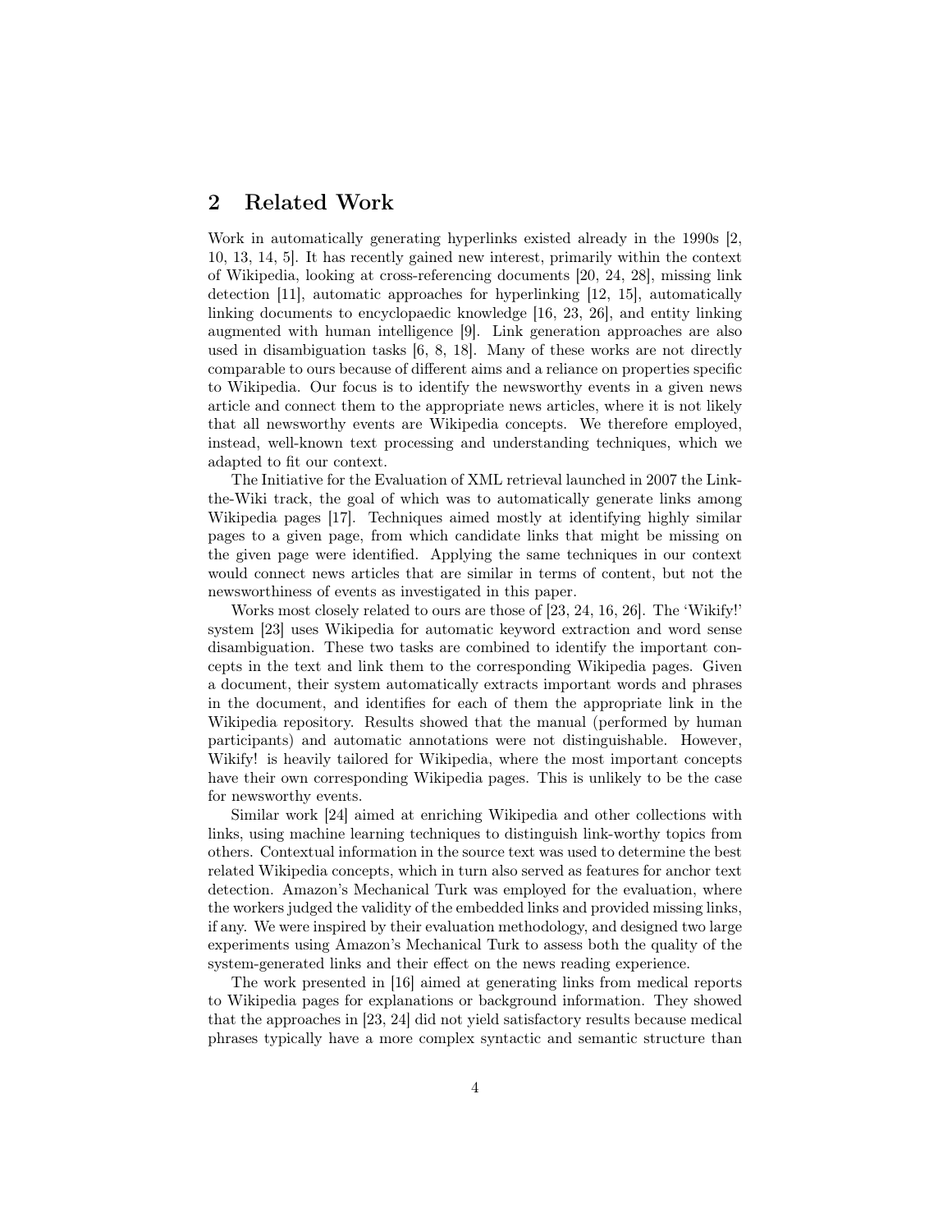## 2 Related Work

Work in automatically generating hyperlinks existed already in the 1990s [2, 10, 13, 14, 5]. It has recently gained new interest, primarily within the context of Wikipedia, looking at cross-referencing documents [20, 24, 28], missing link detection [11], automatic approaches for hyperlinking [12, 15], automatically linking documents to encyclopaedic knowledge [16, 23, 26], and entity linking augmented with human intelligence [9]. Link generation approaches are also used in disambiguation tasks [6, 8, 18]. Many of these works are not directly comparable to ours because of different aims and a reliance on properties specific to Wikipedia. Our focus is to identify the newsworthy events in a given news article and connect them to the appropriate news articles, where it is not likely that all newsworthy events are Wikipedia concepts. We therefore employed, instead, well-known text processing and understanding techniques, which we adapted to fit our context.

The Initiative for the Evaluation of XML retrieval launched in 2007 the Link-the-Wiki track, the goal of which was to automatically generate links among Wikipedia pages [17]. Techniques aimed mostly at identifying highly similar pages to a given page, from which candidate links that might be missing on the given page were identified. Applying the same techniques in our context would connect news articles that are similar in terms of content, but not the newsworthiness of events as investigated in this paper.

Works most closely related to ours are those of [23, 24, 16, 26]. The 'Wikify!' system [23] uses Wikipedia for automatic keyword extraction and word sense disambiguation. These two tasks are combined to identify the important concepts in the text and link them to the corresponding Wikipedia pages. Given a document, their system automatically extracts important words and phrases in the document, and identifies for each of them the appropriate link in the Wikipedia repository. Results showed that the manual (performed by human participants) and automatic annotations were not distinguishable. However, Wikify! is heavily tailored for Wikipedia, where the most important concepts have their own corresponding Wikipedia pages. This is unlikely to be the case for newsworthy events.

Similar work [24] aimed at enriching Wikipedia and other collections with links, using machine learning techniques to distinguish link-worthy topics from others. Contextual information in the source text was used to determine the best related Wikipedia concepts, which in turn also served as features for anchor text detection. Amazon's Mechanical Turk was employed for the evaluation, where the workers judged the validity of the embedded links and provided missing links, if any. We were inspired by their evaluation methodology, and designed two large experiments using Amazon's Mechanical Turk to assess both the quality of the system-generated links and their effect on the news reading experience.

The work presented in [16] aimed at generating links from medical reports to Wikipedia pages for explanations or background information. They showed that the approaches in [23, 24] did not yield satisfactory results because medical phrases typically have a more complex syntactic and semantic structure than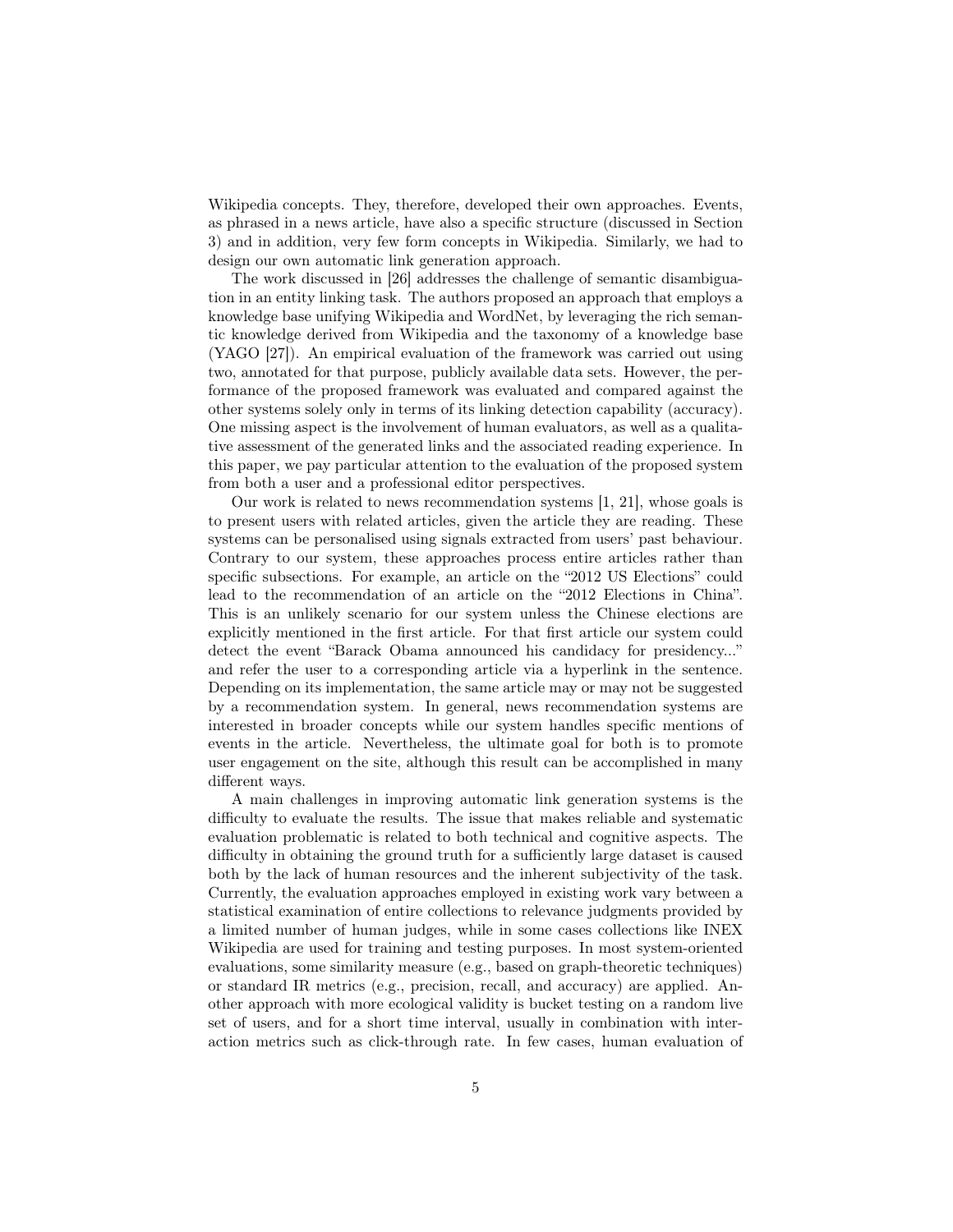Wikipedia concepts. They, therefore, developed their own approaches. Events, as phrased in a news article, have also a specific structure (discussed in Section 3) and in addition, very few form concepts in Wikipedia. Similarly, we had to design our own automatic link generation approach.

The work discussed in [26] addresses the challenge of semantic disambiguation in an entity linking task. The authors proposed an approach that employs a knowledge base unifying Wikipedia and WordNet, by leveraging the rich semantic knowledge derived from Wikipedia and the taxonomy of a knowledge base (YAGO [27]). An empirical evaluation of the framework was carried out using two, annotated for that purpose, publicly available data sets. However, the performance of the proposed framework was evaluated and compared against the other systems solely only in terms of its linking detection capability (accuracy). One missing aspect is the involvement of human evaluators, as well as a qualitative assessment of the generated links and the associated reading experience. In this paper, we pay particular attention to the evaluation of the proposed system from both a user and a professional editor perspectives.

Our work is related to news recommendation systems [1, 21], whose goals is to present users with related articles, given the article they are reading. These systems can be personalised using signals extracted from users' past behaviour. Contrary to our system, these approaches process entire articles rather than specific subsections. For example, an article on the "2012 US Elections" could lead to the recommendation of an article on the "2012 Elections in China". This is an unlikely scenario for our system unless the Chinese elections are explicitly mentioned in the first article. For that first article our system could detect the event "Barack Obama announced his candidacy for presidency..." and refer the user to a corresponding article via a hyperlink in the sentence. Depending on its implementation, the same article may or may not be suggested by a recommendation system. In general, news recommendation systems are interested in broader concepts while our system handles specific mentions of events in the article. Nevertheless, the ultimate goal for both is to promote user engagement on the site, although this result can be accomplished in many different ways.

A main challenges in improving automatic link generation systems is the difficulty to evaluate the results. The issue that makes reliable and systematic evaluation problematic is related to both technical and cognitive aspects. The difficulty in obtaining the ground truth for a sufficiently large dataset is caused both by the lack of human resources and the inherent subjectivity of the task. Currently, the evaluation approaches employed in existing work vary between a statistical examination of entire collections to relevance judgments provided by a limited number of human judges, while in some cases collections like INEX Wikipedia are used for training and testing purposes. In most system-oriented evaluations, some similarity measure (e.g., based on graph-theoretic techniques) or standard IR metrics (e.g., precision, recall, and accuracy) are applied. Another approach with more ecological validity is bucket testing on a random live set of users, and for a short time interval, usually in combination with interaction metrics such as click-through rate. In few cases, human evaluation of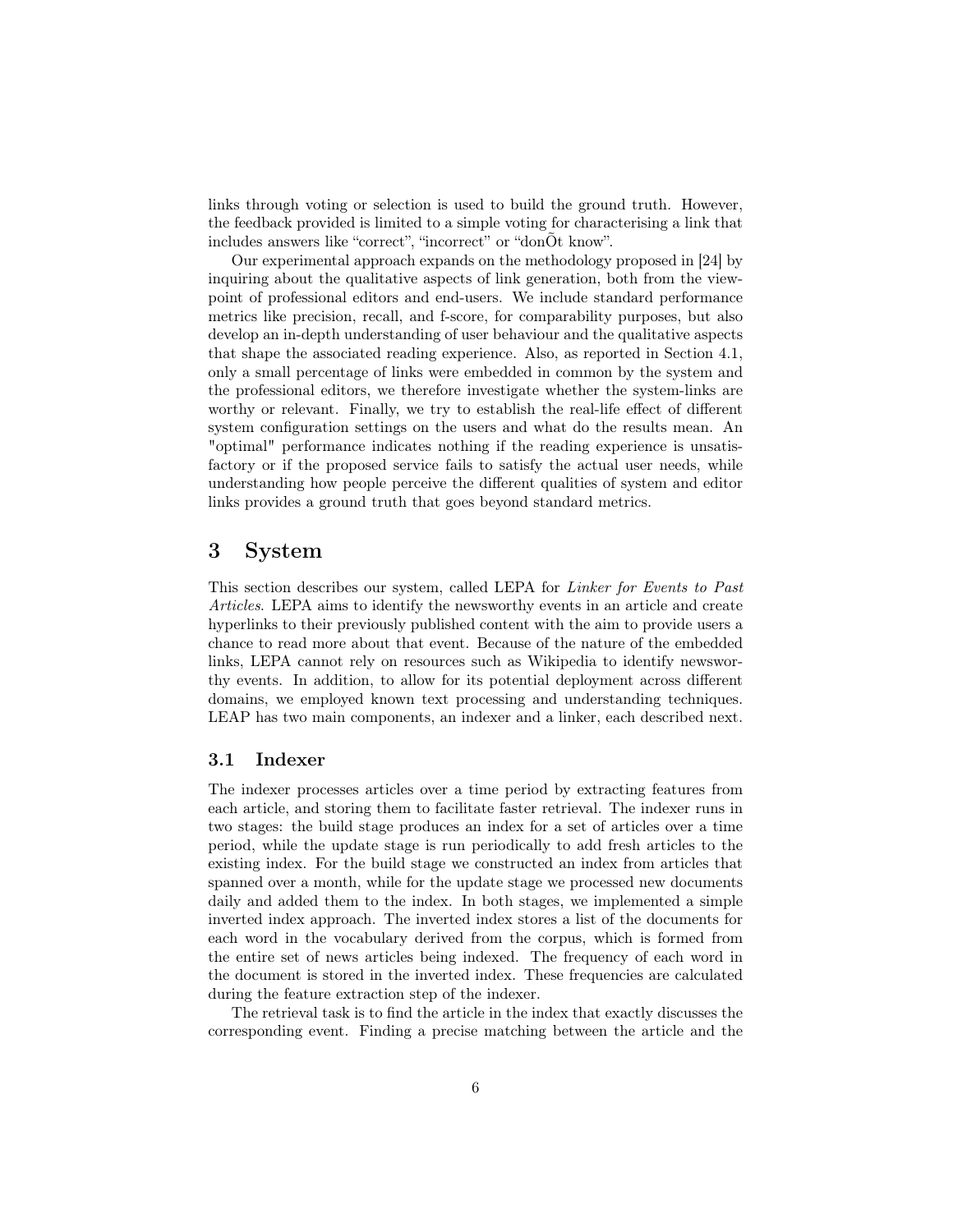links through voting or selection is used to build the ground truth. However, the feedback provided is limited to a simple voting for characterising a link that includes answers like "correct", "incorrect" or "donÕt know".

Our experimental approach expands on the methodology proposed in [24] by inquiring about the qualitative aspects of link generation, both from the viewpoint of professional editors and end-users. We include standard performance metrics like precision, recall, and f-score, for comparability purposes, but also develop an in-depth understanding of user behaviour and the qualitative aspects that shape the associated reading experience. Also, as reported in Section 4.1, only a small percentage of links were embedded in common by the system and the professional editors, we therefore investigate whether the system-links are worthy or relevant. Finally, we try to establish the real-life effect of different system configuration settings on the users and what do the results mean. An "optimal" performance indicates nothing if the reading experience is unsatisfactory or if the proposed service fails to satisfy the actual user needs, while understanding how people perceive the different qualities of system and editor links provides a ground truth that goes beyond standard metrics.

# 3 System

This section describes our system, called LEPA for *Linker for Events to Past Articles*. LEPA aims to identify the newsworthy events in an article and create hyperlinks to their previously published content with the aim to provide users a chance to read more about that event. Because of the nature of the embedded links, LEPA cannot rely on resources such as Wikipedia to identify newsworthy events. In addition, to allow for its potential deployment across different domains, we employed known text processing and understanding techniques. LEAP has two main components, an indexer and a linker, each described next.

## 3.1 Indexer

The indexer processes articles over a time period by extracting features from each article, and storing them to facilitate faster retrieval. The indexer runs in two stages: the build stage produces an index for a set of articles over a time period, while the update stage is run periodically to add fresh articles to the existing index. For the build stage we constructed an index from articles that spanned over a month, while for the update stage we processed new documents daily and added them to the index. In both stages, we implemented a simple inverted index approach. The inverted index stores a list of the documents for each word in the vocabulary derived from the corpus, which is formed from the entire set of news articles being indexed. The frequency of each word in the document is stored in the inverted index. These frequencies are calculated during the feature extraction step of the indexer.

The retrieval task is to find the article in the index that exactly discusses the corresponding event. Finding a precise matching between the article and the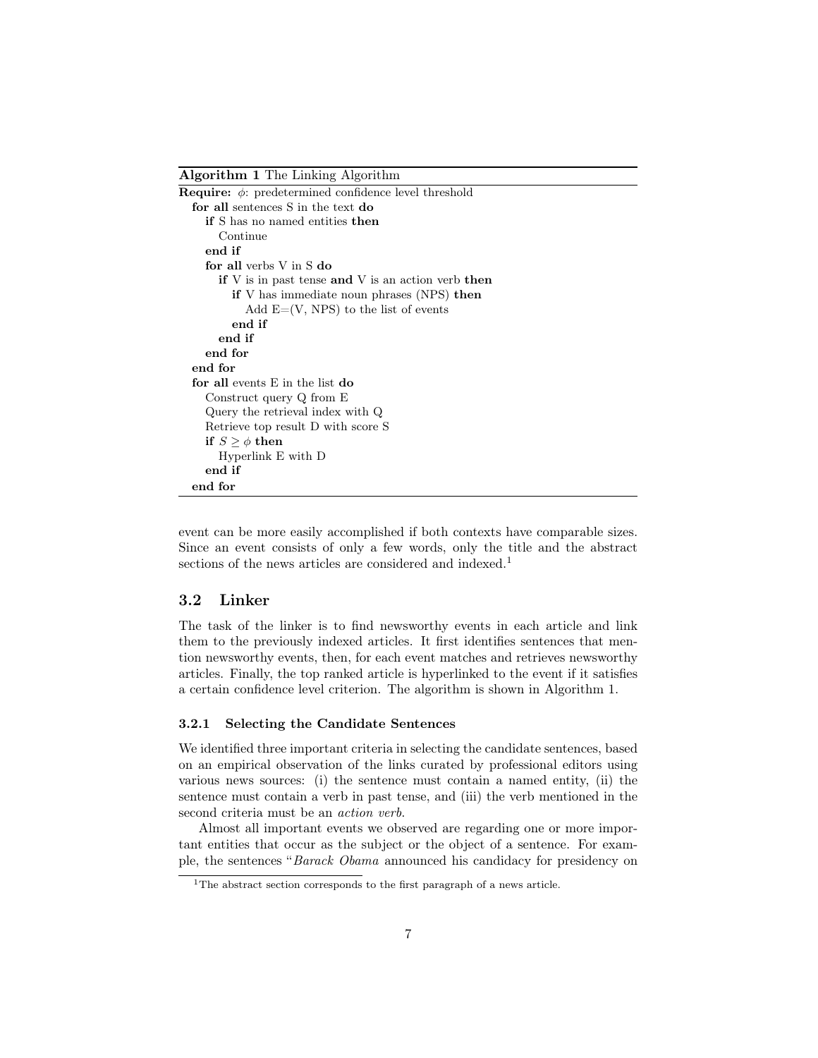**Algorithm 1** The Linking Algorithm

```
Require: φ: predetermined confidence level threshold
  for all sentences S in the text do
    if S has no named entities then
      Continue
    end if
    for all verbs V in S do
      if V is in past tense and V is an action verb then
        if V has immediate noun phrases (NPS) then
          Add E=(V, NPS) to the list of events
        end if
      end if
    end for
  end for
  for all events E in the list do
    Construct query Q from E
    Query the retrieval index with Q
    Retrieve top result D with score S
    if S ≥ φ then
      Hyperlink E with D
    end if
  end for
```

event can be more easily accomplished if both contexts have comparable sizes. Since an event consists of only a few words, only the title and the abstract sections of the news articles are considered and indexed.[1]

## 3.2 Linker

The task of the linker is to find newsworthy events in each article and link them to the previously indexed articles. It first identifies sentences that mention newsworthy events, then, for each event matches and retrieves newsworthy articles. Finally, the top ranked article is hyperlinked to the event if it satisfies a certain confidence level criterion. The algorithm is shown in Algorithm 1.

### 3.2.1 Selecting the Candidate Sentences

We identified three important criteria in selecting the candidate sentences, based on an empirical observation of the links curated by professional editors using various news sources: (i) the sentence must contain a named entity, (ii) the sentence must contain a verb in past tense, and (iii) the verb mentioned in the second criteria must be an *action verb*.

Almost all important events we observed are regarding one or more important entities that occur as the subject or the object of a sentence. For example, the sentences "*Barack Obama* announced his candidacy for presidency on

[1] The abstract section corresponds to the first paragraph of a news article.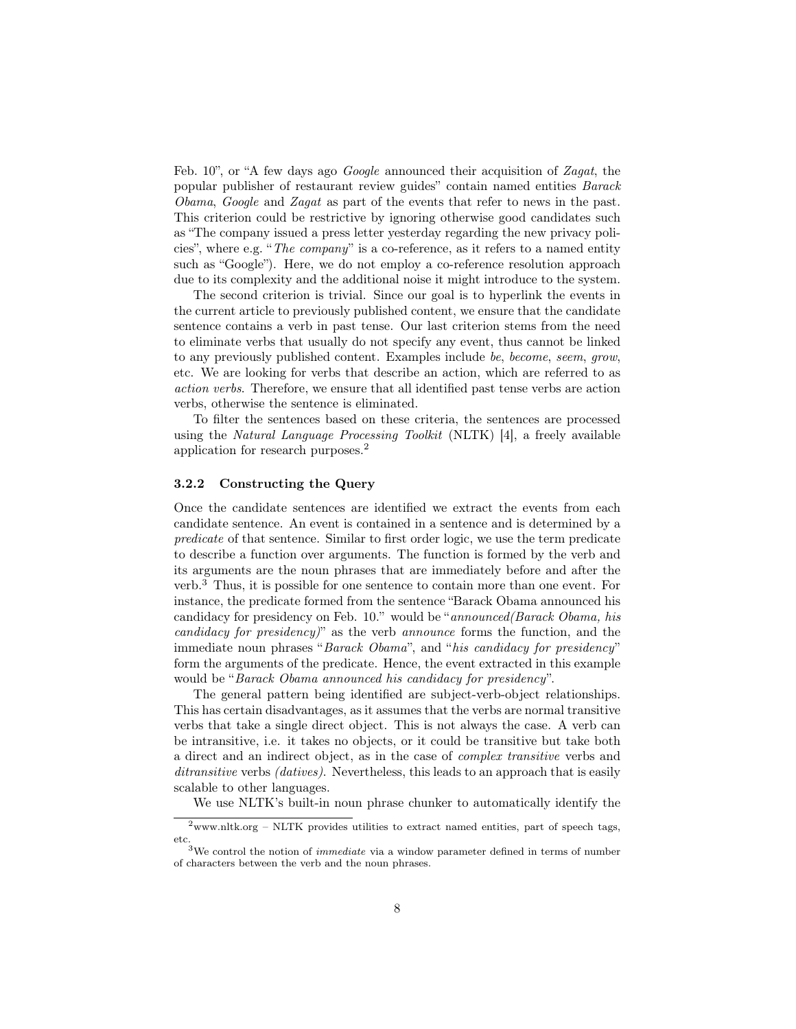Feb. 10", or "A few days ago *Google* announced their acquisition of *Zagat*, the popular publisher of restaurant review guides" contain named entities *Barack Obama*, *Google* and *Zagat* as part of the events that refer to news in the past. This criterion could be restrictive by ignoring otherwise good candidates such as "The company issued a press letter yesterday regarding the new privacy policies", where e.g. "*The company*" is a co-reference, as it refers to a named entity such as "Google"). Here, we do not employ a co-reference resolution approach due to its complexity and the additional noise it might introduce to the system.

The second criterion is trivial. Since our goal is to hyperlink the events in the current article to previously published content, we ensure that the candidate sentence contains a verb in past tense. Our last criterion stems from the need to eliminate verbs that usually do not specify any event, thus cannot be linked to any previously published content. Examples include *be*, *become*, *seem*, *grow*, etc. We are looking for verbs that describe an action, which are referred to as *action verbs*. Therefore, we ensure that all identified past tense verbs are action verbs, otherwise the sentence is eliminated.

To filter the sentences based on these criteria, the sentences are processed using the *Natural Language Processing Toolkit* (NLTK) [4], a freely available application for research purposes.[2]

#### 3.2.2 Constructing the Query

Once the candidate sentences are identified we extract the events from each candidate sentence. An event is contained in a sentence and is determined by a *predicate* of that sentence. Similar to first order logic, we use the term predicate to describe a function over arguments. The function is formed by the verb and its arguments are the noun phrases that are immediately before and after the verb.[3] Thus, it is possible for one sentence to contain more than one event. For instance, the predicate formed from the sentence "Barack Obama announced his candidacy for presidency on Feb. 10." would be "*announced(Barack Obama, his candidacy for presidency)*" as the verb *announce* forms the function, and the immediate noun phrases "*Barack Obama*", and "*his candidacy for presidency*" form the arguments of the predicate. Hence, the event extracted in this example would be "*Barack Obama announced his candidacy for presidency*".

The general pattern being identified are subject-verb-object relationships. This has certain disadvantages, as it assumes that the verbs are normal transitive verbs that take a single direct object. This is not always the case. A verb can be intransitive, i.e. it takes no objects, or it could be transitive but take both a direct and an indirect object, as in the case of *complex transitive* verbs and *ditransitive* verbs *(datives)*. Nevertheless, this leads to an approach that is easily scalable to other languages.

We use NLTK's built-in noun phrase chunker to automatically identify the

---

[2]www.nltk.org – NLTK provides utilities to extract named entities, part of speech tags, etc.

[3]We control the notion of *immediate* via a window parameter defined in terms of number of characters between the verb and the noun phrases.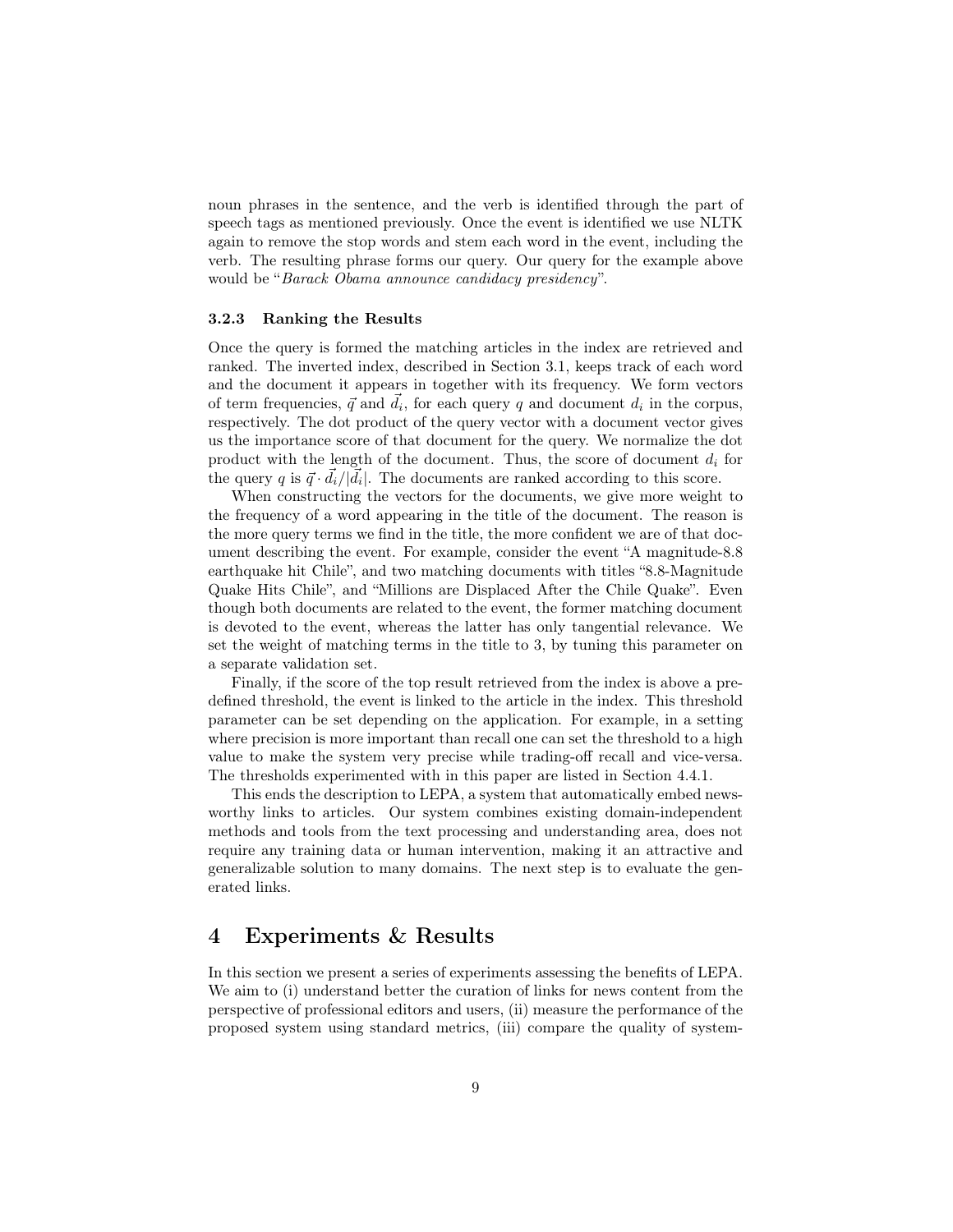noun phrases in the sentence, and the verb is identified through the part of speech tags as mentioned previously. Once the event is identified we use NLTK again to remove the stop words and stem each word in the event, including the verb. The resulting phrase forms our query. Our query for the example above would be "*Barack Obama announce candidacy presidency*".

#### 3.2.3 Ranking the Results

Once the query is formed the matching articles in the index are retrieved and ranked. The inverted index, described in Section 3.1, keeps track of each word and the document it appears in together with its frequency. We form vectors of term frequencies, $\vec{q}$ and $\vec{d_i}$, for each query $q$ and document $d_i$ in the corpus, respectively. The dot product of the query vector with a document vector gives us the importance score of that document for the query. We normalize the dot product with the length of the document. Thus, the score of document $d_i$ for the query $q$ is $\vec{q} \cdot \vec{d_i}/|\vec{d_i}|$. The documents are ranked according to this score.

When constructing the vectors for the documents, we give more weight to the frequency of a word appearing in the title of the document. The reason is the more query terms we find in the title, the more confident we are of that document describing the event. For example, consider the event "A magnitude-8.8 earthquake hit Chile", and two matching documents with titles "8.8-Magnitude Quake Hits Chile", and "Millions are Displaced After the Chile Quake". Even though both documents are related to the event, the former matching document is devoted to the event, whereas the latter has only tangential relevance. We set the weight of matching terms in the title to 3, by tuning this parameter on a separate validation set.

Finally, if the score of the top result retrieved from the index is above a predefined threshold, the event is linked to the article in the index. This threshold parameter can be set depending on the application. For example, in a setting where precision is more important than recall one can set the threshold to a high value to make the system very precise while trading-off recall and vice-versa. The thresholds experimented with in this paper are listed in Section 4.4.1.

This ends the description to LEPA, a system that automatically embed newsworthy links to articles. Our system combines existing domain-independent methods and tools from the text processing and understanding area, does not require any training data or human intervention, making it an attractive and generalizable solution to many domains. The next step is to evaluate the generated links.

## 4 Experiments & Results

In this section we present a series of experiments assessing the benefits of LEPA. We aim to (i) understand better the curation of links for news content from the perspective of professional editors and users, (ii) measure the performance of the proposed system using standard metrics, (iii) compare the quality of system-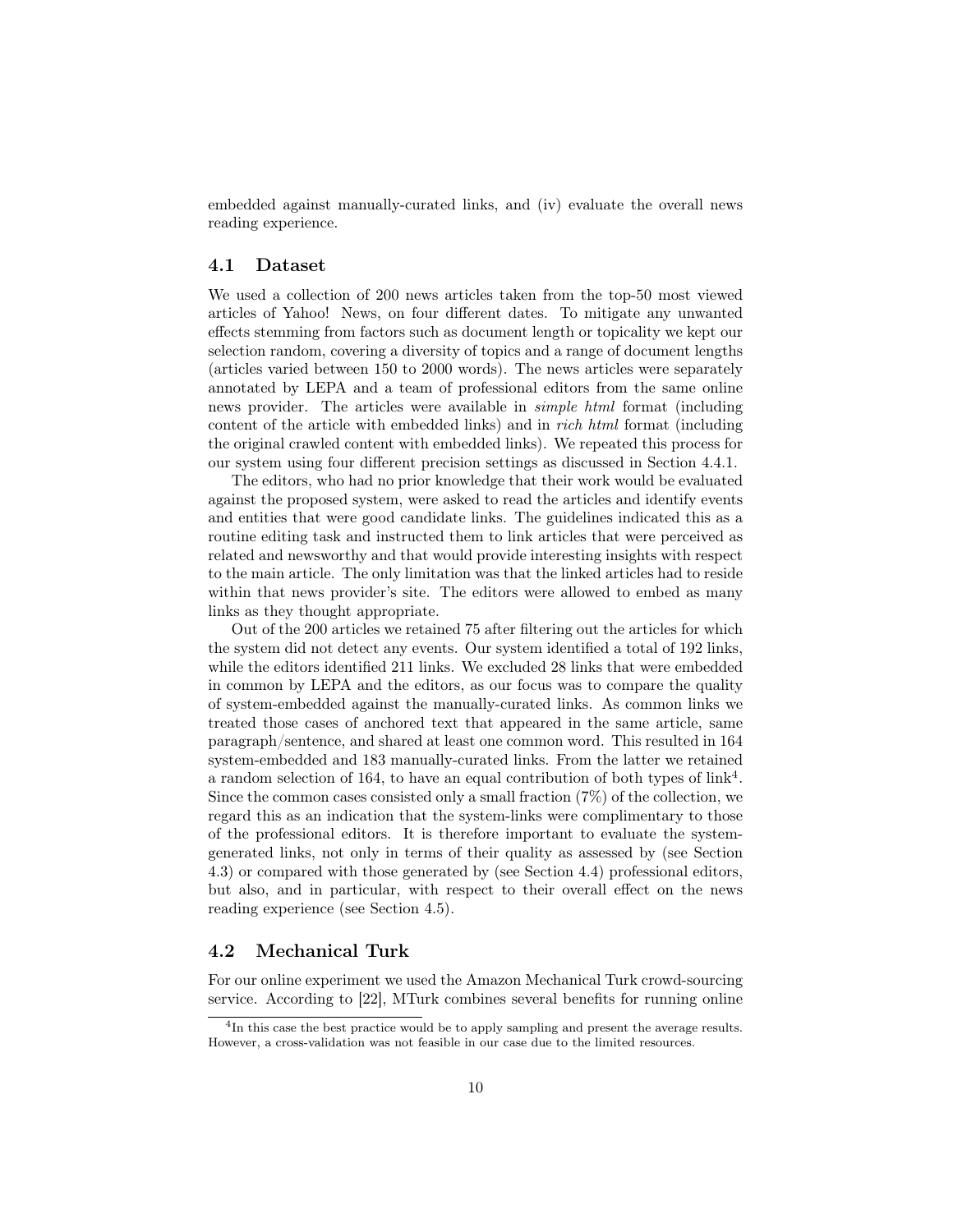embedded against manually-curated links, and (iv) evaluate the overall news reading experience.

### 4.1 Dataset

We used a collection of 200 news articles taken from the top-50 most viewed articles of Yahoo! News, on four different dates. To mitigate any unwanted effects stemming from factors such as document length or topicality we kept our selection random, covering a diversity of topics and a range of document lengths (articles varied between 150 to 2000 words). The news articles were separately annotated by LEPA and a team of professional editors from the same online news provider. The articles were available in *simple html* format (including content of the article with embedded links) and in *rich html* format (including the original crawled content with embedded links). We repeated this process for our system using four different precision settings as discussed in Section 4.4.1.

The editors, who had no prior knowledge that their work would be evaluated against the proposed system, were asked to read the articles and identify events and entities that were good candidate links. The guidelines indicated this as a routine editing task and instructed them to link articles that were perceived as related and newsworthy and that would provide interesting insights with respect to the main article. The only limitation was that the linked articles had to reside within that news provider's site. The editors were allowed to embed as many links as they thought appropriate.

Out of the 200 articles we retained 75 after filtering out the articles for which the system did not detect any events. Our system identified a total of 192 links, while the editors identified 211 links. We excluded 28 links that were embedded in common by LEPA and the editors, as our focus was to compare the quality of system-embedded against the manually-curated links. As common links we treated those cases of anchored text that appeared in the same article, same paragraph/sentence, and shared at least one common word. This resulted in 164 system-embedded and 183 manually-curated links. From the latter we retained a random selection of 164, to have an equal contribution of both types of link[4]. Since the common cases consisted only a small fraction (7%) of the collection, we regard this as an indication that the system-links were complimentary to those of the professional editors. It is therefore important to evaluate the system-generated links, not only in terms of their quality as assessed by (see Section 4.3) or compared with those generated by (see Section 4.4) professional editors, but also, and in particular, with respect to their overall effect on the news reading experience (see Section 4.5).

### 4.2 Mechanical Turk

For our online experiment we used the Amazon Mechanical Turk crowd-sourcing service. According to [22], MTurk combines several benefits for running online

[4] In this case the best practice would be to apply sampling and present the average results. However, a cross-validation was not feasible in our case due to the limited resources.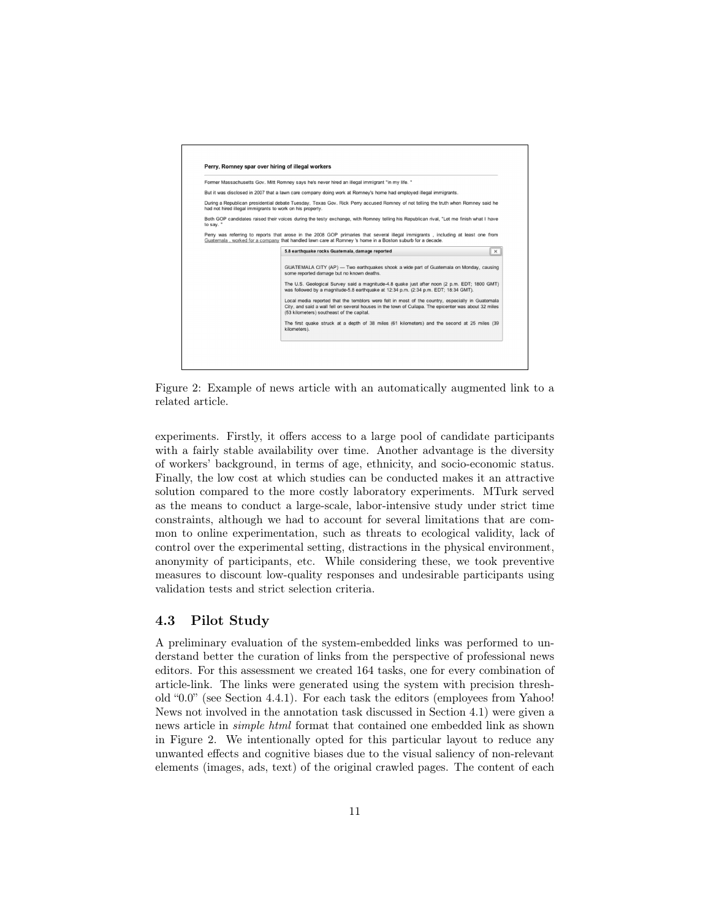Figure 2: Example of news article with an automatically augmented link to a related article.

experiments. Firstly, it offers access to a large pool of candidate participants with a fairly stable availability over time. Another advantage is the diversity of workers' background, in terms of age, ethnicity, and socio-economic status. Finally, the low cost at which studies can be conducted makes it an attractive solution compared to the more costly laboratory experiments. MTurk served as the means to conduct a large-scale, labor-intensive study under strict time constraints, although we had to account for several limitations that are common to online experimentation, such as threats to ecological validity, lack of control over the experimental setting, distractions in the physical environment, anonymity of participants, etc. While considering these, we took preventive measures to discount low-quality responses and undesirable participants using validation tests and strict selection criteria.

### 4.3 Pilot Study

A preliminary evaluation of the system-embedded links was performed to understand better the curation of links from the perspective of professional news editors. For this assessment we created 164 tasks, one for every combination of article-link. The links were generated using the system with precision threshold "0.0" (see Section 4.4.1). For each task the editors (employees from Yahoo! News not involved in the annotation task discussed in Section 4.1) were given a news article in *simple html* format that contained one embedded link as shown in Figure 2. We intentionally opted for this particular layout to reduce any unwanted effects and cognitive biases due to the visual saliency of non-relevant elements (images, ads, text) of the original crawled pages. The content of each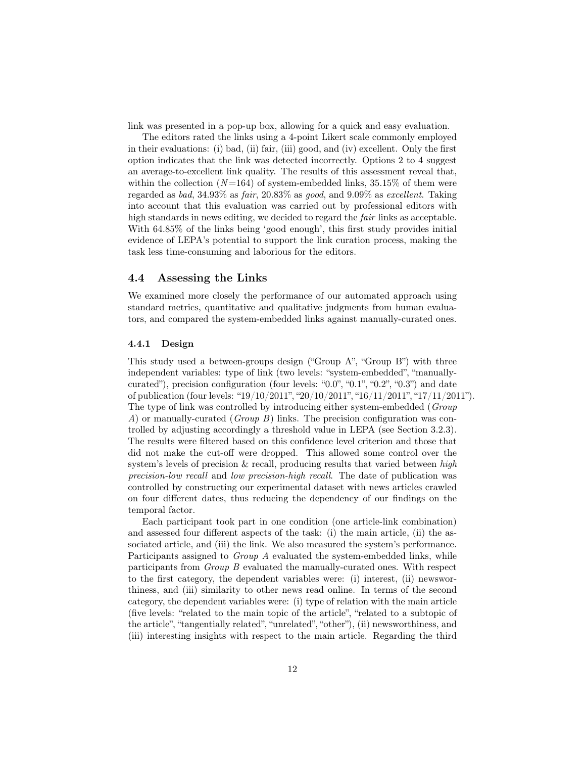link was presented in a pop-up box, allowing for a quick and easy evaluation.

The editors rated the links using a 4-point Likert scale commonly employed in their evaluations: (i) bad, (ii) fair, (iii) good, and (iv) excellent. Only the first option indicates that the link was detected incorrectly. Options 2 to 4 suggest an average-to-excellent link quality. The results of this assessment reveal that, within the collection ($N$=164) of system-embedded links, 35.15% of them were regarded as *bad*, 34.93% as *fair*, 20.83% as *good*, and 9.09% as *excellent*. Taking into account that this evaluation was carried out by professional editors with high standards in news editing, we decided to regard the *fair* links as acceptable. With 64.85% of the links being 'good enough', this first study provides initial evidence of LEPA's potential to support the link curation process, making the task less time-consuming and laborious for the editors.

## 4.4 Assessing the Links

We examined more closely the performance of our automated approach using standard metrics, quantitative and qualitative judgments from human evaluators, and compared the system-embedded links against manually-curated ones.

### 4.4.1 Design

This study used a between-groups design ("Group A", "Group B") with three independent variables: type of link (two levels: "system-embedded", "manually-curated"), precision configuration (four levels: "0.0", "0.1", "0.2", "0.3") and date of publication (four levels: "19/10/2011", "20/10/2011", "16/11/2011", "17/11/2011"). The type of link was controlled by introducing either system-embedded (*Group A*) or manually-curated (*Group B*) links. The precision configuration was controlled by adjusting accordingly a threshold value in LEPA (see Section 3.2.3). The results were filtered based on this confidence level criterion and those that did not make the cut-off were dropped. This allowed some control over the system's levels of precision & recall, producing results that varied between *high precision-low recall* and *low precision-high recall*. The date of publication was controlled by constructing our experimental dataset with news articles crawled on four different dates, thus reducing the dependency of our findings on the temporal factor.

Each participant took part in one condition (one article-link combination) and assessed four different aspects of the task: (i) the main article, (ii) the associated article, and (iii) the link. We also measured the system's performance. Participants assigned to *Group A* evaluated the system-embedded links, while participants from *Group B* evaluated the manually-curated ones. With respect to the first category, the dependent variables were: (i) interest, (ii) newsworthiness, and (iii) similarity to other news read online. In terms of the second category, the dependent variables were: (i) type of relation with the main article (five levels: "related to the main topic of the article", "related to a subtopic of the article", "tangentially related", "unrelated", "other"), (ii) newsworthiness, and (iii) interesting insights with respect to the main article. Regarding the third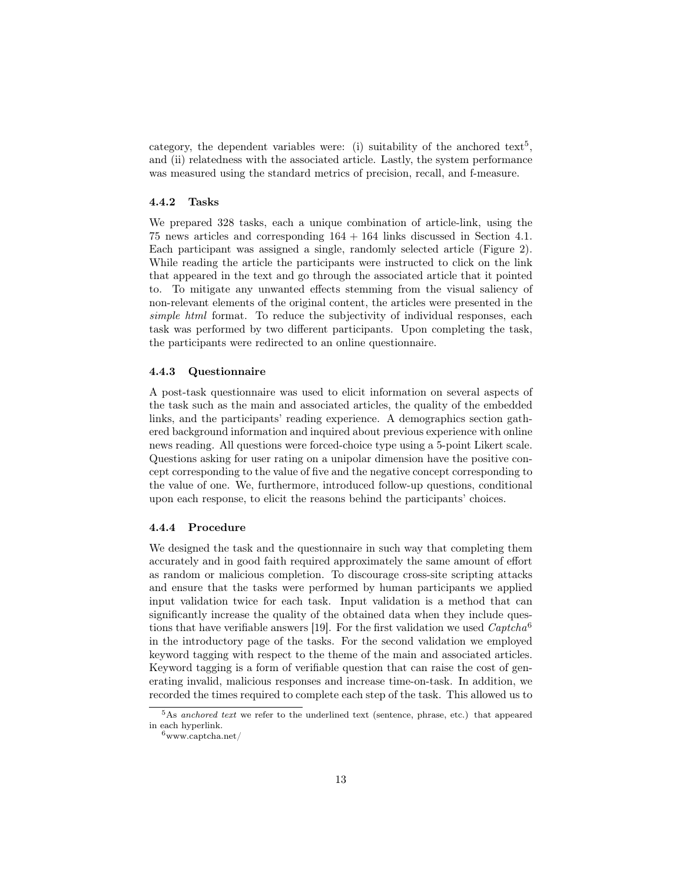category, the dependent variables were: (i) suitability of the anchored text[5], and (ii) relatedness with the associated article. Lastly, the system performance was measured using the standard metrics of precision, recall, and f-measure.

#### 4.4.2 Tasks

We prepared 328 tasks, each a unique combination of article-link, using the 75 news articles and corresponding 164 + 164 links discussed in Section 4.1. Each participant was assigned a single, randomly selected article (Figure 2). While reading the article the participants were instructed to click on the link that appeared in the text and go through the associated article that it pointed to. To mitigate any unwanted effects stemming from the visual saliency of non-relevant elements of the original content, the articles were presented in the *simple html* format. To reduce the subjectivity of individual responses, each task was performed by two different participants. Upon completing the task, the participants were redirected to an online questionnaire.

#### 4.4.3 Questionnaire

A post-task questionnaire was used to elicit information on several aspects of the task such as the main and associated articles, the quality of the embedded links, and the participants' reading experience. A demographics section gathered background information and inquired about previous experience with online news reading. All questions were forced-choice type using a 5-point Likert scale. Questions asking for user rating on a unipolar dimension have the positive concept corresponding to the value of five and the negative concept corresponding to the value of one. We, furthermore, introduced follow-up questions, conditional upon each response, to elicit the reasons behind the participants' choices.

#### 4.4.4 Procedure

We designed the task and the questionnaire in such way that completing them accurately and in good faith required approximately the same amount of effort as random or malicious completion. To discourage cross-site scripting attacks and ensure that the tasks were performed by human participants we applied input validation twice for each task. Input validation is a method that can significantly increase the quality of the obtained data when they include questions that have verifiable answers [19]. For the first validation we used *Captcha*[6] in the introductory page of the tasks. For the second validation we employed keyword tagging with respect to the theme of the main and associated articles. Keyword tagging is a form of verifiable question that can raise the cost of generating invalid, malicious responses and increase time-on-task. In addition, we recorded the times required to complete each step of the task. This allowed us to

[5]As *anchored text* we refer to the underlined text (sentence, phrase, etc.) that appeared in each hyperlink.

[6]www.captcha.net/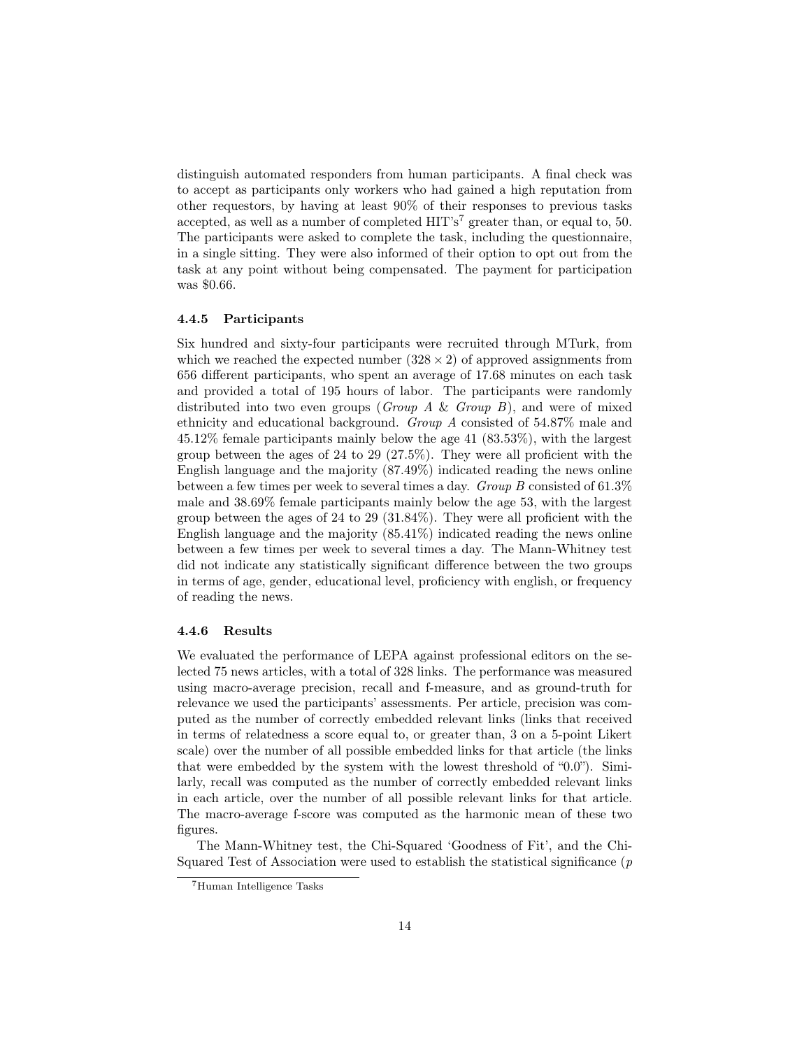distinguish automated responders from human participants. A final check was to accept as participants only workers who had gained a high reputation from other requestors, by having at least 90% of their responses to previous tasks accepted, as well as a number of completed HIT's[7] greater than, or equal to, 50. The participants were asked to complete the task, including the questionnaire, in a single sitting. They were also informed of their option to opt out from the task at any point without being compensated. The payment for participation was $0.66.

#### 4.4.5 Participants

Six hundred and sixty-four participants were recruited through MTurk, from which we reached the expected number ($328 \times 2$) of approved assignments from 656 different participants, who spent an average of 17.68 minutes on each task and provided a total of 195 hours of labor. The participants were randomly distributed into two even groups (*Group A* & *Group B*), and were of mixed ethnicity and educational background. *Group A* consisted of 54.87% male and 45.12% female participants mainly below the age 41 (83.53%), with the largest group between the ages of 24 to 29 (27.5%). They were all proficient with the English language and the majority (87.49%) indicated reading the news online between a few times per week to several times a day. *Group B* consisted of 61.3% male and 38.69% female participants mainly below the age 53, with the largest group between the ages of 24 to 29 (31.84%). They were all proficient with the English language and the majority (85.41%) indicated reading the news online between a few times per week to several times a day. The Mann-Whitney test did not indicate any statistically significant difference between the two groups in terms of age, gender, educational level, proficiency with english, or frequency of reading the news.

#### 4.4.6 Results

We evaluated the performance of LEPA against professional editors on the selected 75 news articles, with a total of 328 links. The performance was measured using macro-average precision, recall and f-measure, and as ground-truth for relevance we used the participants' assessments. Per article, precision was computed as the number of correctly embedded relevant links (links that received in terms of relatedness a score equal to, or greater than, 3 on a 5-point Likert scale) over the number of all possible embedded links for that article (the links that were embedded by the system with the lowest threshold of "0.0"). Similarly, recall was computed as the number of correctly embedded relevant links in each article, over the number of all possible relevant links for that article. The macro-average f-score was computed as the harmonic mean of these two figures.

The Mann-Whitney test, the Chi-Squared 'Goodness of Fit', and the Chi-Squared Test of Association were used to establish the statistical significance ($p$

[7] Human Intelligence Tasks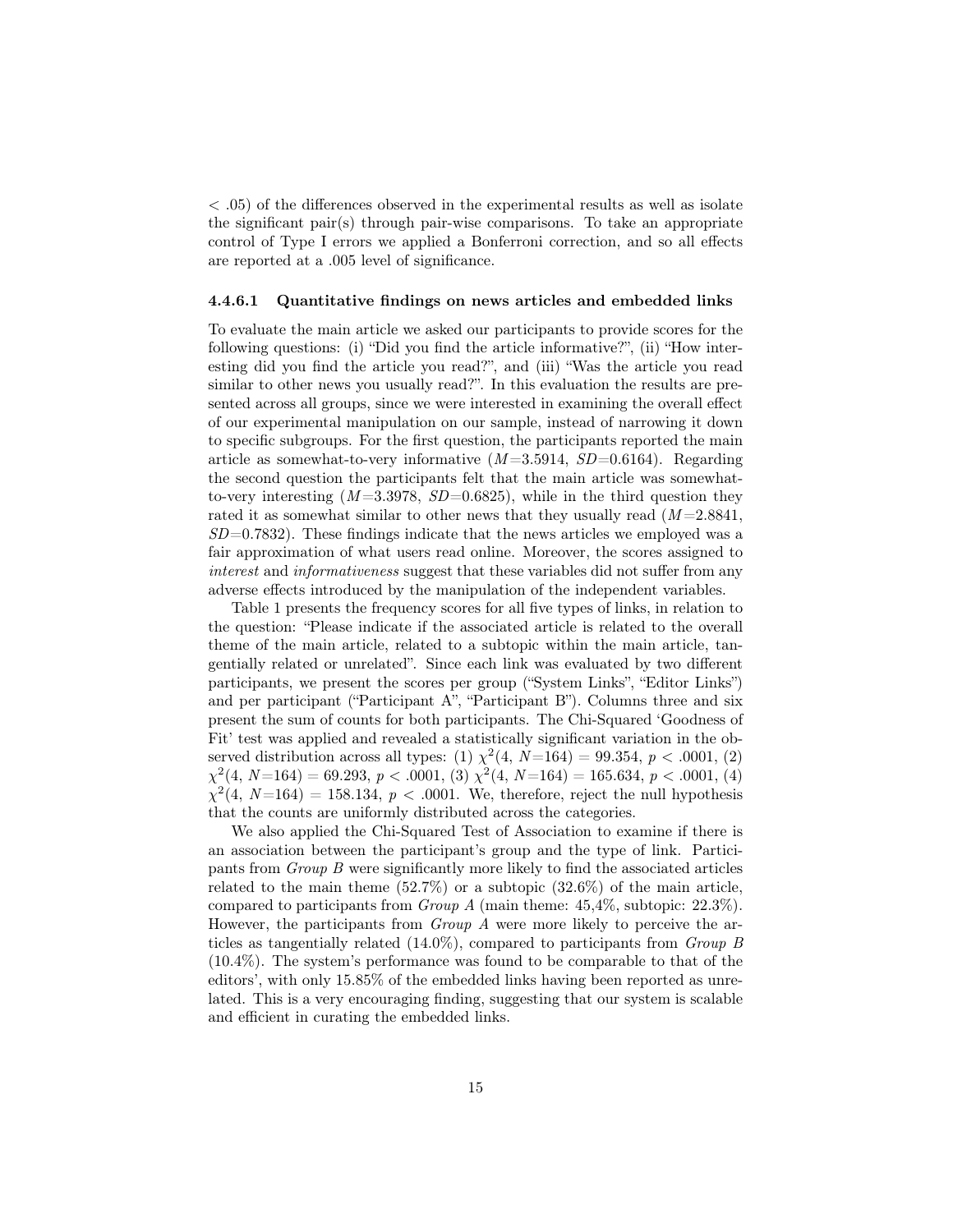< .05) of the differences observed in the experimental results as well as isolate the significant pair(s) through pair-wise comparisons. To take an appropriate control of Type I errors we applied a Bonferroni correction, and so all effects are reported at a .005 level of significance.

#### 4.4.6.1 Quantitative findings on news articles and embedded links

To evaluate the main article we asked our participants to provide scores for the following questions: (i) "Did you find the article informative?", (ii) "How interesting did you find the article you read?", and (iii) "Was the article you read similar to other news you usually read?". In this evaluation the results are presented across all groups, since we were interested in examining the overall effect of our experimental manipulation on our sample, instead of narrowing it down to specific subgroups. For the first question, the participants reported the main article as somewhat-to-very informative ($M$=3.5914, $SD$=0.6164). Regarding the second question the participants felt that the main article was somewhat-to-very interesting ($M$=3.3978, $SD$=0.6825), while in the third question they rated it as somewhat similar to other news that they usually read ($M$=2.8841, $SD$=0.7832). These findings indicate that the news articles we employed was a fair approximation of what users read online. Moreover, the scores assigned to *interest* and *informativeness* suggest that these variables did not suffer from any adverse effects introduced by the manipulation of the independent variables.

Table 1 presents the frequency scores for all five types of links, in relation to the question: "Please indicate if the associated article is related to the overall theme of the main article, related to a subtopic within the main article, tangentially related or unrelated". Since each link was evaluated by two different participants, we present the scores per group ("System Links", "Editor Links") and per participant ("Participant A", "Participant B"). Columns three and six present the sum of counts for both participants. The Chi-Squared 'Goodness of Fit' test was applied and revealed a statistically significant variation in the observed distribution across all types: (1) $\chi^2(4, N{=}164) = 99.354$, $p < .0001$, (2) $\chi^2(4, N{=}164) = 69.293$, $p < .0001$, (3) $\chi^2(4, N{=}164) = 165.634$, $p < .0001$, (4) $\chi^2(4, N{=}164) = 158.134$, $p < .0001$. We, therefore, reject the null hypothesis that the counts are uniformly distributed across the categories.

We also applied the Chi-Squared Test of Association to examine if there is an association between the participant's group and the type of link. Participants from *Group B* were significantly more likely to find the associated articles related to the main theme (52.7%) or a subtopic (32.6%) of the main article, compared to participants from *Group A* (main theme: 45,4%, subtopic: 22.3%). However, the participants from *Group A* were more likely to perceive the articles as tangentially related (14.0%), compared to participants from *Group B* (10.4%). The system's performance was found to be comparable to that of the editors', with only 15.85% of the embedded links having been reported as unrelated. This is a very encouraging finding, suggesting that our system is scalable and efficient in curating the embedded links.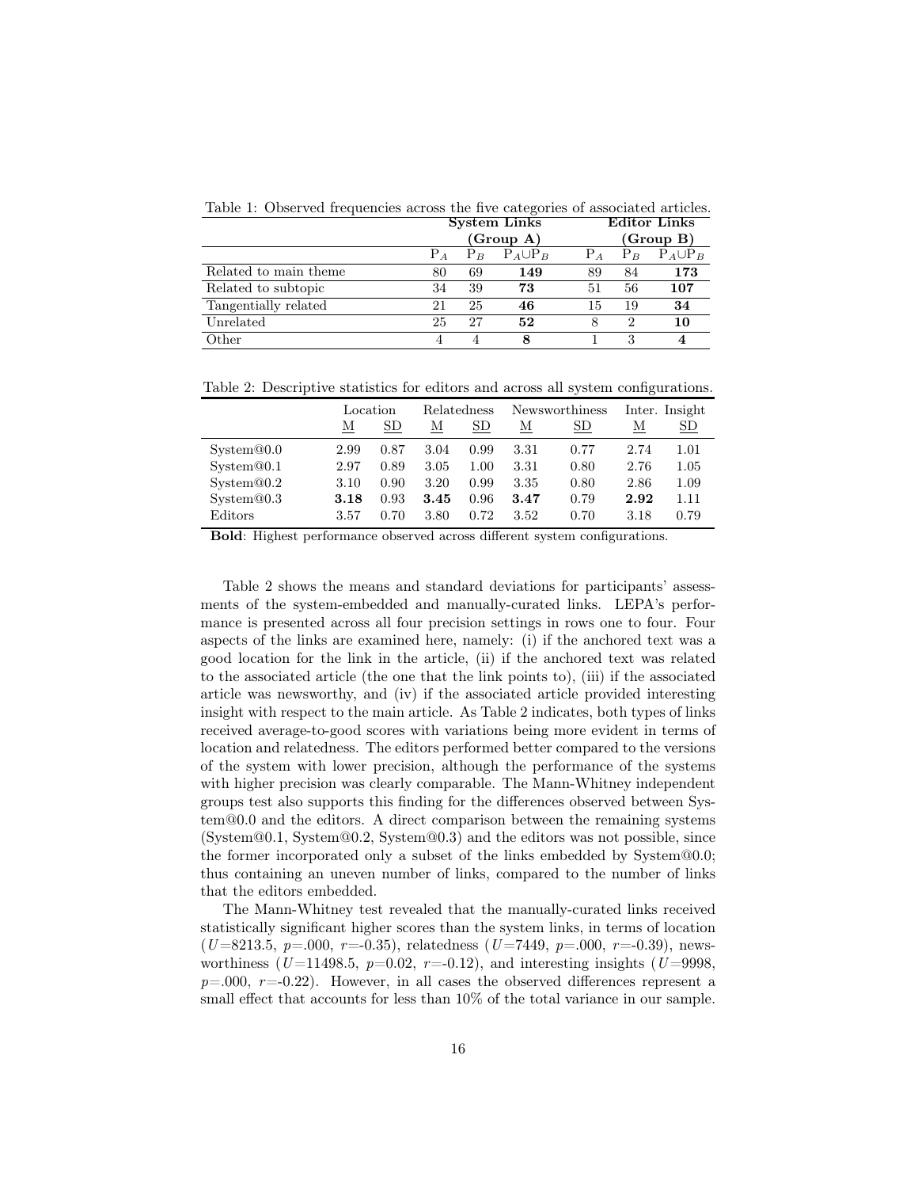Table 1: Observed frequencies across the five categories of associated articles.

| | System Links (Group A) | | | Editor Links (Group B) | | |
|---|---|---|---|---|---|---|
| | $P_A$ | $P_B$ | $P_A \cup P_B$ | $P_A$ | $P_B$ | $P_A \cup P_B$ |
| Related to main theme | 80 | 69 | **149** | 89 | 84 | **173** |
| Related to subtopic | 34 | 39 | **73** | 51 | 56 | **107** |
| Tangentially related | 21 | 25 | **46** | 15 | 19 | **34** |
| Unrelated | 25 | 27 | **52** | 8 | 2 | **10** |
| Other | 4 | 4 | **8** | 1 | 3 | **4** |

Table 2: Descriptive statistics for editors and across all system configurations.

| | Location | | Relatedness | | Newsworthiness | | Inter. Insight | |
|---|---|---|---|---|---|---|---|---|
| | M | SD | M | SD | M | SD | M | SD |
| System@0.0 | 2.99 | 0.87 | 3.04 | 0.99 | 3.31 | 0.77 | 2.74 | 1.01 |
| System@0.1 | 2.97 | 0.89 | 3.05 | 1.00 | 3.31 | 0.80 | 2.76 | 1.05 |
| System@0.2 | 3.10 | 0.90 | 3.20 | 0.99 | 3.35 | 0.80 | 2.86 | 1.09 |
| System@0.3 | **3.18** | 0.93 | **3.45** | 0.96 | **3.47** | 0.79 | **2.92** | 1.11 |
| Editors | 3.57 | 0.70 | 3.80 | 0.72 | 3.52 | 0.70 | 3.18 | 0.79 |

**Bold**: Highest performance observed across different system configurations.

Table 2 shows the means and standard deviations for participants' assessments of the system-embedded and manually-curated links. LEPA's performance is presented across all four precision settings in rows one to four. Four aspects of the links are examined here, namely: (i) if the anchored text was a good location for the link in the article, (ii) if the anchored text was related to the associated article (the one that the link points to), (iii) if the associated article was newsworthy, and (iv) if the associated article provided interesting insight with respect to the main article. As Table 2 indicates, both types of links received average-to-good scores with variations being more evident in terms of location and relatedness. The editors performed better compared to the versions of the system with lower precision, although the performance of the systems with higher precision was clearly comparable. The Mann-Whitney independent groups test also supports this finding for the differences observed between System@0.0 and the editors. A direct comparison between the remaining systems (System@0.1, System@0.2, System@0.3) and the editors was not possible, since the former incorporated only a subset of the links embedded by System@0.0; thus containing an uneven number of links, compared to the number of links that the editors embedded.

The Mann-Whitney test revealed that the manually-curated links received statistically significant higher scores than the system links, in terms of location ($U$=8213.5, $p$=.000, $r$=-0.35), relatedness ($U$=7449, $p$=.000, $r$=-0.39), newsworthiness ($U$=11498.5, $p$=0.02, $r$=-0.12), and interesting insights ($U$=9998, $p$=.000, $r$=-0.22). However, in all cases the observed differences represent a small effect that accounts for less than 10% of the total variance in our sample.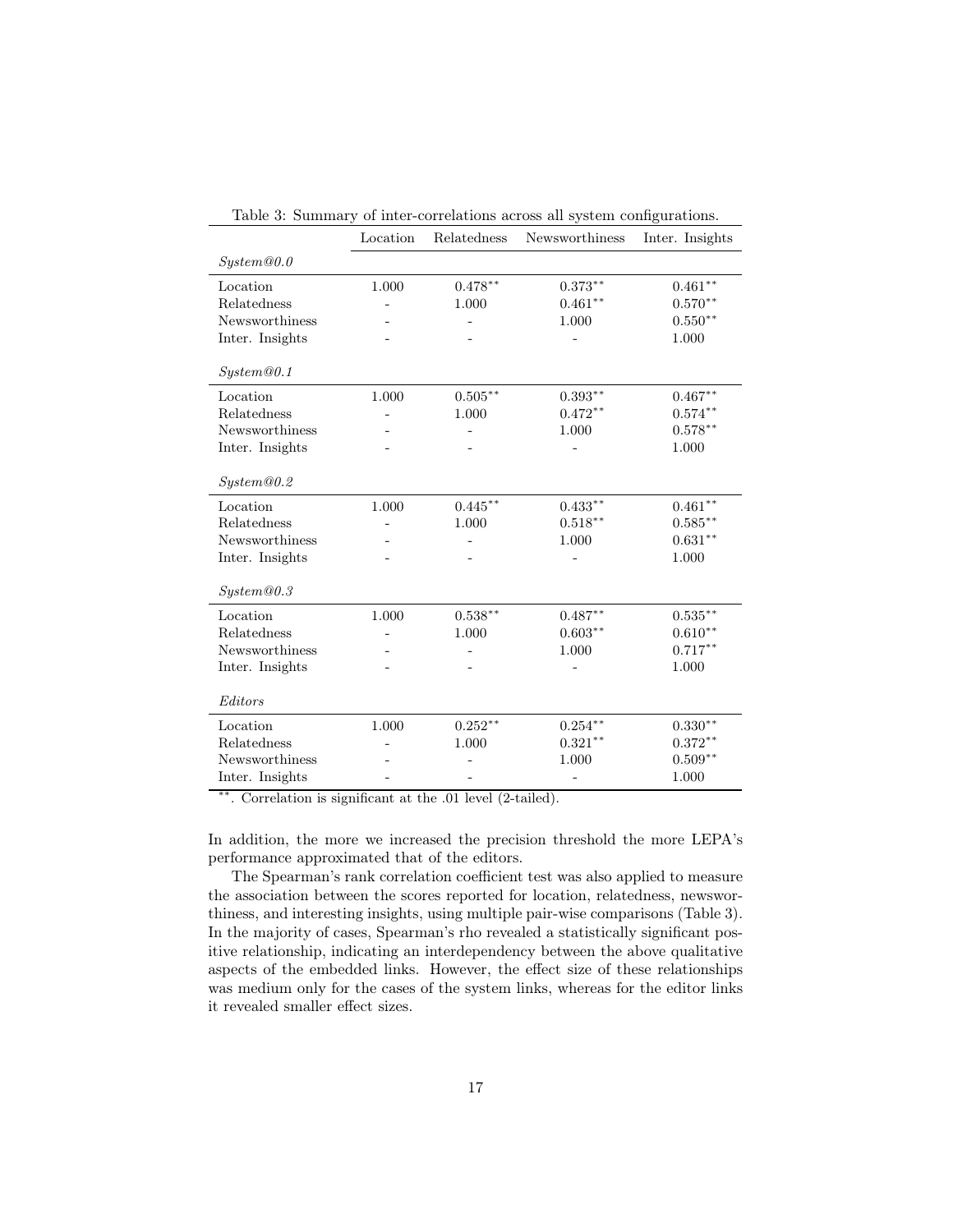Table 3: Summary of inter-correlations across all system configurations.

| | Location | Relatedness | Newsworthiness | Inter. Insights |
|---|---|---|---|---|
| *System@0.0* | | | | |
| Location | 1.000 | $0.478^{**}$ | $0.373^{**}$ | $0.461^{**}$ |
| Relatedness | - | 1.000 | $0.461^{**}$ | $0.570^{**}$ |
| Newsworthiness | - | - | 1.000 | $0.550^{**}$ |
| Inter. Insights | - | - | - | 1.000 |
| *System@0.1* | | | | |
| Location | 1.000 | $0.505^{**}$ | $0.393^{**}$ | $0.467^{**}$ |
| Relatedness | - | 1.000 | $0.472^{**}$ | $0.574^{**}$ |
| Newsworthiness | - | - | 1.000 | $0.578^{**}$ |
| Inter. Insights | - | - | - | 1.000 |
| *System@0.2* | | | | |
| Location | 1.000 | $0.445^{**}$ | $0.433^{**}$ | $0.461^{**}$ |
| Relatedness | - | 1.000 | $0.518^{**}$ | $0.585^{**}$ |
| Newsworthiness | - | - | 1.000 | $0.631^{**}$ |
| Inter. Insights | - | - | - | 1.000 |
| *System@0.3* | | | | |
| Location | 1.000 | $0.538^{**}$ | $0.487^{**}$ | $0.535^{**}$ |
| Relatedness | - | 1.000 | $0.603^{**}$ | $0.610^{**}$ |
| Newsworthiness | - | - | 1.000 | $0.717^{**}$ |
| Inter. Insights | - | - | - | 1.000 |
| *Editors* | | | | |
| Location | 1.000 | $0.252^{**}$ | $0.254^{**}$ | $0.330^{**}$ |
| Relatedness | - | 1.000 | $0.321^{**}$ | $0.372^{**}$ |
| Newsworthiness | - | - | 1.000 | $0.509^{**}$ |
| Inter. Insights | - | - | - | 1.000 |

$^{**}$. Correlation is significant at the .01 level (2-tailed).

In addition, the more we increased the precision threshold the more LEPA's performance approximated that of the editors.

The Spearman's rank correlation coefficient test was also applied to measure the association between the scores reported for location, relatedness, newsworthiness, and interesting insights, using multiple pair-wise comparisons (Table 3). In the majority of cases, Spearman's rho revealed a statistically significant positive relationship, indicating an interdependency between the above qualitative aspects of the embedded links. However, the effect size of these relationships was medium only for the cases of the system links, whereas for the editor links it revealed smaller effect sizes.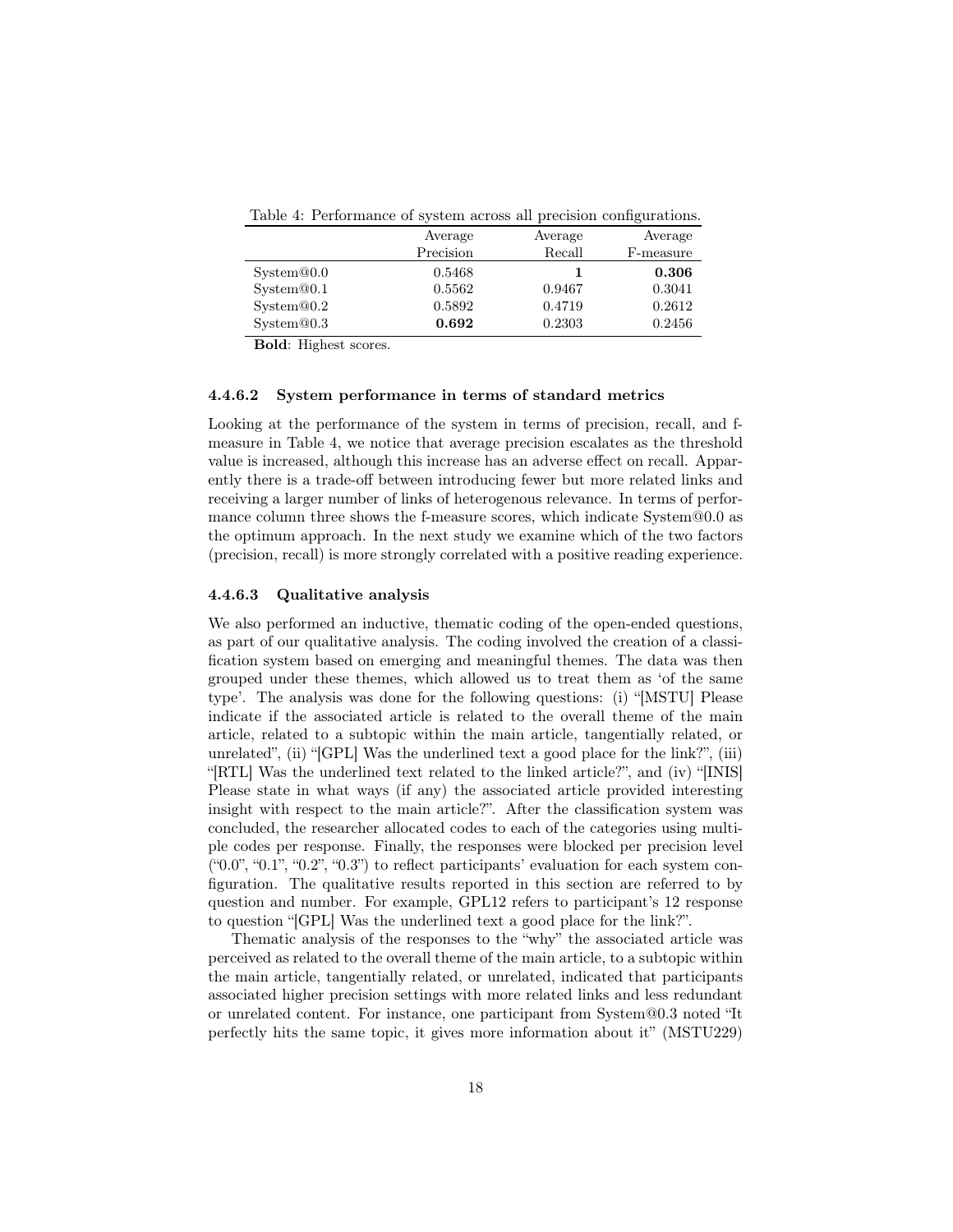Table 4: Performance of system across all precision configurations.

| | Average Precision | Average Recall | Average F-measure |
|---|---|---|---|
| System@0.0 | 0.5468 | **1** | **0.306** |
| System@0.1 | 0.5562 | 0.9467 | 0.3041 |
| System@0.2 | 0.5892 | 0.4719 | 0.2612 |
| System@0.3 | **0.692** | 0.2303 | 0.2456 |

**Bold**: Highest scores.

#### 4.4.6.2 System performance in terms of standard metrics

Looking at the performance of the system in terms of precision, recall, and f-measure in Table 4, we notice that average precision escalates as the threshold value is increased, although this increase has an adverse effect on recall. Apparently there is a trade-off between introducing fewer but more related links and receiving a larger number of links of heterogenous relevance. In terms of performance column three shows the f-measure scores, which indicate System@0.0 as the optimum approach. In the next study we examine which of the two factors (precision, recall) is more strongly correlated with a positive reading experience.

#### 4.4.6.3 Qualitative analysis

We also performed an inductive, thematic coding of the open-ended questions, as part of our qualitative analysis. The coding involved the creation of a classification system based on emerging and meaningful themes. The data was then grouped under these themes, which allowed us to treat them as 'of the same type'. The analysis was done for the following questions: (i) "[MSTU] Please indicate if the associated article is related to the overall theme of the main article, related to a subtopic within the main article, tangentially related, or unrelated", (ii) "[GPL] Was the underlined text a good place for the link?", (iii) "[RTL] Was the underlined text related to the linked article?", and (iv) "[INIS] Please state in what ways (if any) the associated article provided interesting insight with respect to the main article?". After the classification system was concluded, the researcher allocated codes to each of the categories using multiple codes per response. Finally, the responses were blocked per precision level ("0.0", "0.1", "0.2", "0.3") to reflect participants' evaluation for each system configuration. The qualitative results reported in this section are referred to by question and number. For example, GPL12 refers to participant's 12 response to question "[GPL] Was the underlined text a good place for the link?".

Thematic analysis of the responses to the "why" the associated article was perceived as related to the overall theme of the main article, to a subtopic within the main article, tangentially related, or unrelated, indicated that participants associated higher precision settings with more related links and less redundant or unrelated content. For instance, one participant from System@0.3 noted "It perfectly hits the same topic, it gives more information about it" (MSTU229)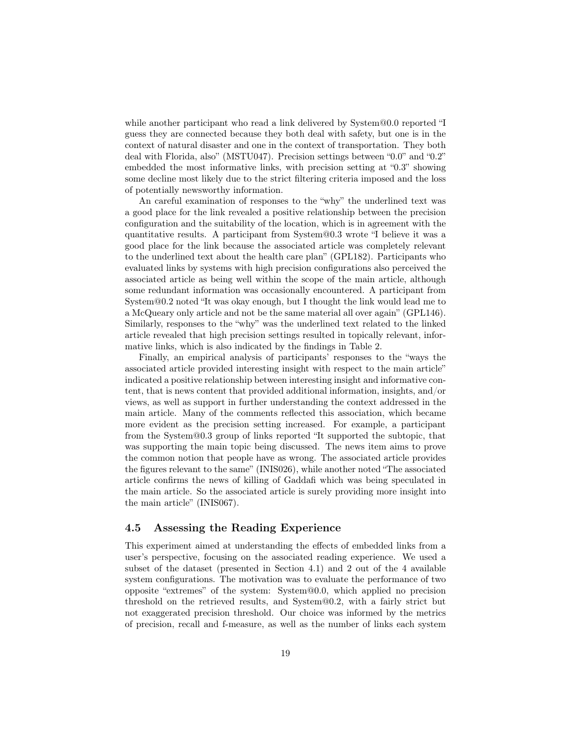while another participant who read a link delivered by System@0.0 reported "I guess they are connected because they both deal with safety, but one is in the context of natural disaster and one in the context of transportation. They both deal with Florida, also" (MSTU047). Precision settings between "0.0" and "0.2" embedded the most informative links, with precision setting at "0.3" showing some decline most likely due to the strict filtering criteria imposed and the loss of potentially newsworthy information.

An careful examination of responses to the "why" the underlined text was a good place for the link revealed a positive relationship between the precision configuration and the suitability of the location, which is in agreement with the quantitative results. A participant from System@0.3 wrote "I believe it was a good place for the link because the associated article was completely relevant to the underlined text about the health care plan" (GPL182). Participants who evaluated links by systems with high precision configurations also perceived the associated article as being well within the scope of the main article, although some redundant information was occasionally encountered. A participant from System@0.2 noted "It was okay enough, but I thought the link would lead me to a McQueary only article and not be the same material all over again" (GPL146). Similarly, responses to the "why" was the underlined text related to the linked article revealed that high precision settings resulted in topically relevant, informative links, which is also indicated by the findings in Table 2.

Finally, an empirical analysis of participants' responses to the "ways the associated article provided interesting insight with respect to the main article" indicated a positive relationship between interesting insight and informative content, that is news content that provided additional information, insights, and/or views, as well as support in further understanding the context addressed in the main article. Many of the comments reflected this association, which became more evident as the precision setting increased. For example, a participant from the System@0.3 group of links reported "It supported the subtopic, that was supporting the main topic being discussed. The news item aims to prove the common notion that people have as wrong. The associated article provides the figures relevant to the same" (INIS026), while another noted "The associated article confirms the news of killing of Gaddafi which was being speculated in the main article. So the associated article is surely providing more insight into the main article" (INIS067).

### 4.5 Assessing the Reading Experience

This experiment aimed at understanding the effects of embedded links from a user's perspective, focusing on the associated reading experience. We used a subset of the dataset (presented in Section 4.1) and 2 out of the 4 available system configurations. The motivation was to evaluate the performance of two opposite "extremes" of the system: System@0.0, which applied no precision threshold on the retrieved results, and System@0.2, with a fairly strict but not exaggerated precision threshold. Our choice was informed by the metrics of precision, recall and f-measure, as well as the number of links each system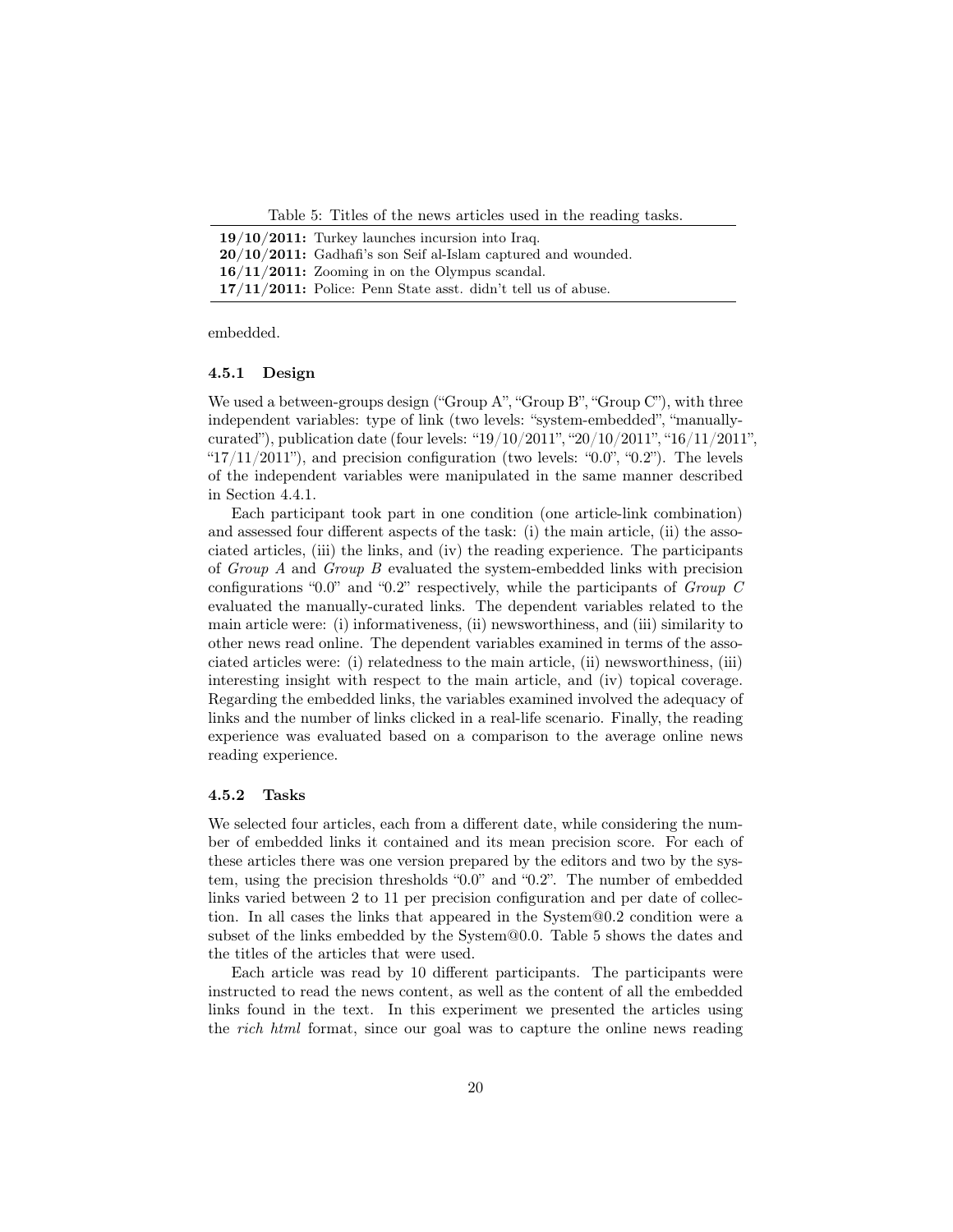Table 5: Titles of the news articles used in the reading tasks.

| | |
|---|---|
| **19/10/2011:** | Turkey launches incursion into Iraq. |
| **20/10/2011:** | Gadhafi's son Seif al-Islam captured and wounded. |
| **16/11/2011:** | Zooming in on the Olympus scandal. |
| **17/11/2011:** | Police: Penn State asst. didn't tell us of abuse. |

embedded.

#### 4.5.1 Design

We used a between-groups design ("Group A", "Group B", "Group C"), with three independent variables: type of link (two levels: "system-embedded", "manually-curated"), publication date (four levels: "19/10/2011", "20/10/2011", "16/11/2011", "17/11/2011"), and precision configuration (two levels: "0.0", "0.2"). The levels of the independent variables were manipulated in the same manner described in Section 4.4.1.

Each participant took part in one condition (one article-link combination) and assessed four different aspects of the task: (i) the main article, (ii) the associated articles, (iii) the links, and (iv) the reading experience. The participants of *Group A* and *Group B* evaluated the system-embedded links with precision configurations "0.0" and "0.2" respectively, while the participants of *Group C* evaluated the manually-curated links. The dependent variables related to the main article were: (i) informativeness, (ii) newsworthiness, and (iii) similarity to other news read online. The dependent variables examined in terms of the associated articles were: (i) relatedness to the main article, (ii) newsworthiness, (iii) interesting insight with respect to the main article, and (iv) topical coverage. Regarding the embedded links, the variables examined involved the adequacy of links and the number of links clicked in a real-life scenario. Finally, the reading experience was evaluated based on a comparison to the average online news reading experience.

#### 4.5.2 Tasks

We selected four articles, each from a different date, while considering the number of embedded links it contained and its mean precision score. For each of these articles there was one version prepared by the editors and two by the system, using the precision thresholds "0.0" and "0.2". The number of embedded links varied between 2 to 11 per precision configuration and per date of collection. In all cases the links that appeared in the System@0.2 condition were a subset of the links embedded by the System@0.0. Table 5 shows the dates and the titles of the articles that were used.

Each article was read by 10 different participants. The participants were instructed to read the news content, as well as the content of all the embedded links found in the text. In this experiment we presented the articles using the *rich html* format, since our goal was to capture the online news reading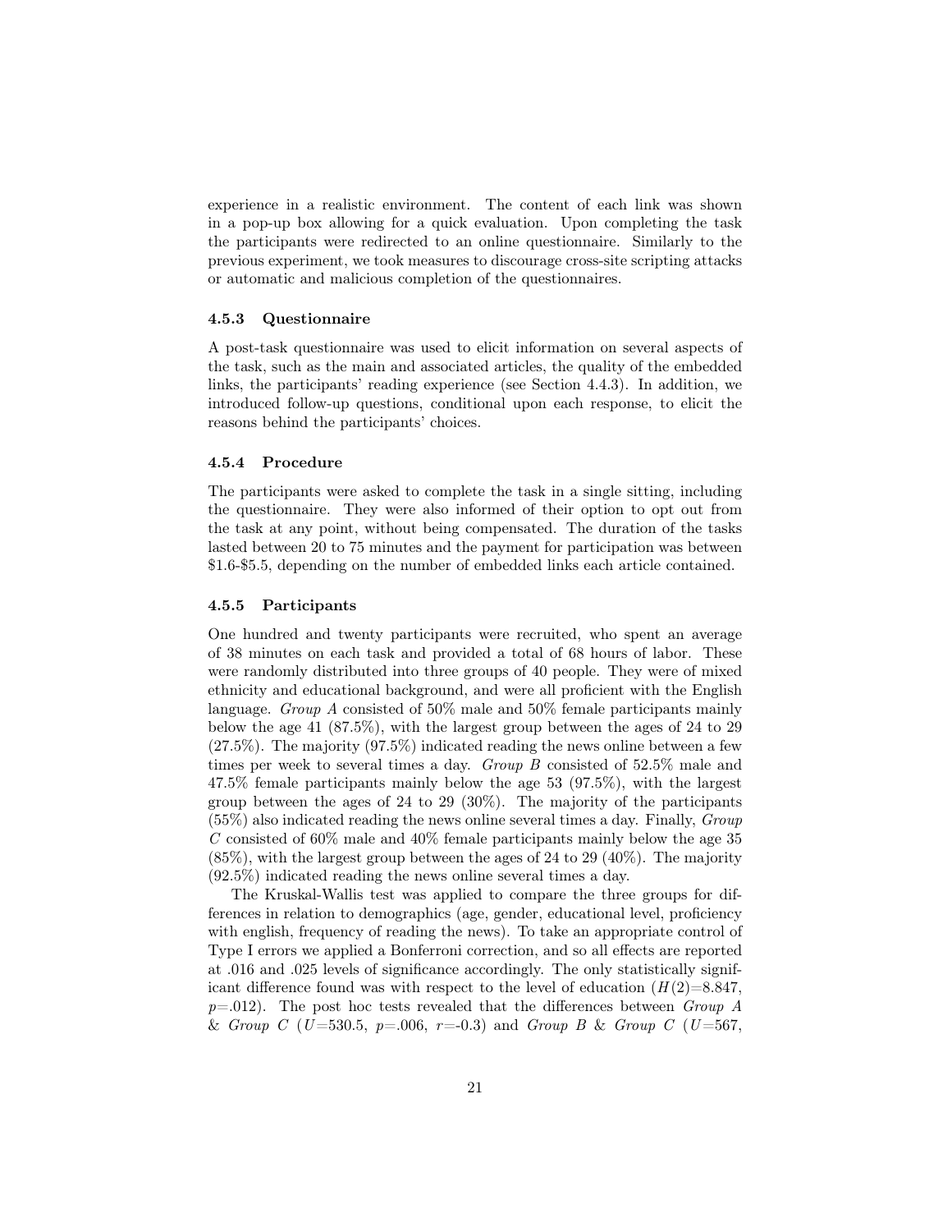experience in a realistic environment. The content of each link was shown in a pop-up box allowing for a quick evaluation. Upon completing the task the participants were redirected to an online questionnaire. Similarly to the previous experiment, we took measures to discourage cross-site scripting attacks or automatic and malicious completion of the questionnaires.

### 4.5.3 Questionnaire

A post-task questionnaire was used to elicit information on several aspects of the task, such as the main and associated articles, the quality of the embedded links, the participants' reading experience (see Section 4.4.3). In addition, we introduced follow-up questions, conditional upon each response, to elicit the reasons behind the participants' choices.

### 4.5.4 Procedure

The participants were asked to complete the task in a single sitting, including the questionnaire. They were also informed of their option to opt out from the task at any point, without being compensated. The duration of the tasks lasted between 20 to 75 minutes and the payment for participation was between \$1.6-\$5.5, depending on the number of embedded links each article contained.

### 4.5.5 Participants

One hundred and twenty participants were recruited, who spent an average of 38 minutes on each task and provided a total of 68 hours of labor. These were randomly distributed into three groups of 40 people. They were of mixed ethnicity and educational background, and were all proficient with the English language. *Group A* consisted of 50% male and 50% female participants mainly below the age 41 (87.5%), with the largest group between the ages of 24 to 29 (27.5%). The majority (97.5%) indicated reading the news online between a few times per week to several times a day. *Group B* consisted of 52.5% male and 47.5% female participants mainly below the age 53 (97.5%), with the largest group between the ages of 24 to 29 (30%). The majority of the participants (55%) also indicated reading the news online several times a day. Finally, *Group C* consisted of 60% male and 40% female participants mainly below the age 35 (85%), with the largest group between the ages of 24 to 29 (40%). The majority (92.5%) indicated reading the news online several times a day.

The Kruskal-Wallis test was applied to compare the three groups for differences in relation to demographics (age, gender, educational level, proficiency with english, frequency of reading the news). To take an appropriate control of Type I errors we applied a Bonferroni correction, and so all effects are reported at .016 and .025 levels of significance accordingly. The only statistically significant difference found was with respect to the level of education ($H(2)$=8.847, $p$=.012). The post hoc tests revealed that the differences between *Group A* & *Group C* ($U$=530.5, $p$=.006, $r$=-0.3) and *Group B* & *Group C* ($U$=567,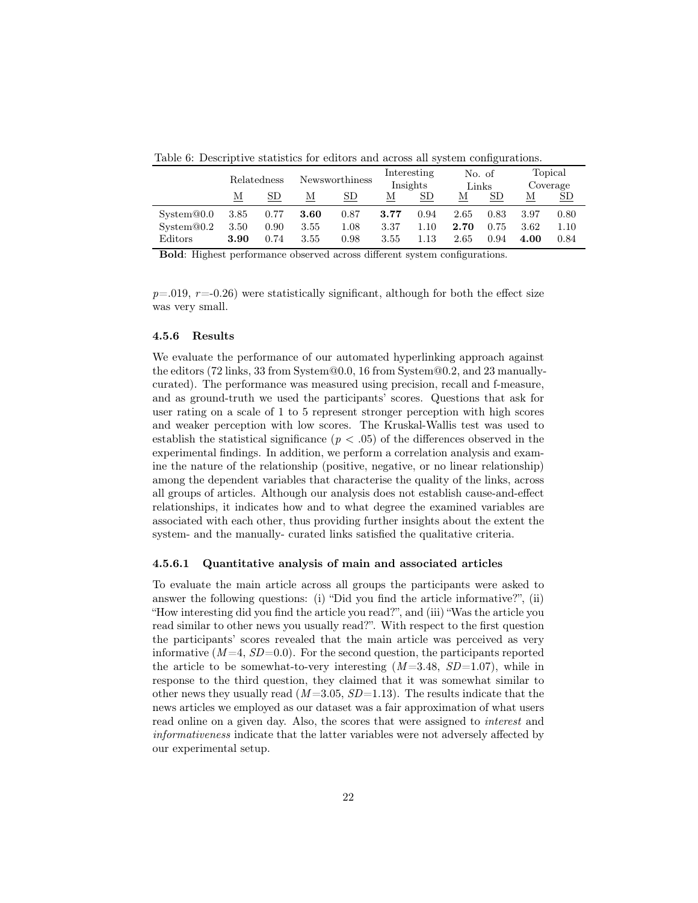Table 6: Descriptive statistics for editors and across all system configurations.

| | Relatedness | | Newsworthiness | | Interesting Insights | | No. of Links | | Topical Coverage | |
|---|---|---|---|---|---|---|---|---|---|---|
| | M | SD | M | SD | M | SD | M | SD | M | SD |
| System@0.0 | 3.85 | 0.77 | **3.60** | 0.87 | **3.77** | 0.94 | 2.65 | 0.83 | 3.97 | 0.80 |
| System@0.2 | 3.50 | 0.90 | 3.55 | 1.08 | 3.37 | 1.10 | **2.70** | 0.75 | 3.62 | 1.10 |
| Editors | **3.90** | 0.74 | 3.55 | 0.98 | 3.55 | 1.13 | 2.65 | 0.94 | **4.00** | 0.84 |

**Bold**: Highest performance observed across different system configurations.

$p$=.019, $r$=-0.26) were statistically significant, although for both the effect size was very small.

#### 4.5.6 Results

We evaluate the performance of our automated hyperlinking approach against the editors (72 links, 33 from System@0.0, 16 from System@0.2, and 23 manually-curated). The performance was measured using precision, recall and f-measure, and as ground-truth we used the participants' scores. Questions that ask for user rating on a scale of 1 to 5 represent stronger perception with high scores and weaker perception with low scores. The Kruskal-Wallis test was used to establish the statistical significance ($p < .05$) of the differences observed in the experimental findings. In addition, we perform a correlation analysis and examine the nature of the relationship (positive, negative, or no linear relationship) among the dependent variables that characterise the quality of the links, across all groups of articles. Although our analysis does not establish cause-and-effect relationships, it indicates how and to what degree the examined variables are associated with each other, thus providing further insights about the extent the system- and the manually- curated links satisfied the qualitative criteria.

##### 4.5.6.1 Quantitative analysis of main and associated articles

To evaluate the main article across all groups the participants were asked to answer the following questions: (i) "Did you find the article informative?", (ii) "How interesting did you find the article you read?", and (iii) "Was the article you read similar to other news you usually read?". With respect to the first question the participants' scores revealed that the main article was perceived as very informative ($M$=4, $SD$=0.0). For the second question, the participants reported the article to be somewhat-to-very interesting ($M$=3.48, $SD$=1.07), while in response to the third question, they claimed that it was somewhat similar to other news they usually read ($M$=3.05, $SD$=1.13). The results indicate that the news articles we employed as our dataset was a fair approximation of what users read online on a given day. Also, the scores that were assigned to *interest* and *informativeness* indicate that the latter variables were not adversely affected by our experimental setup.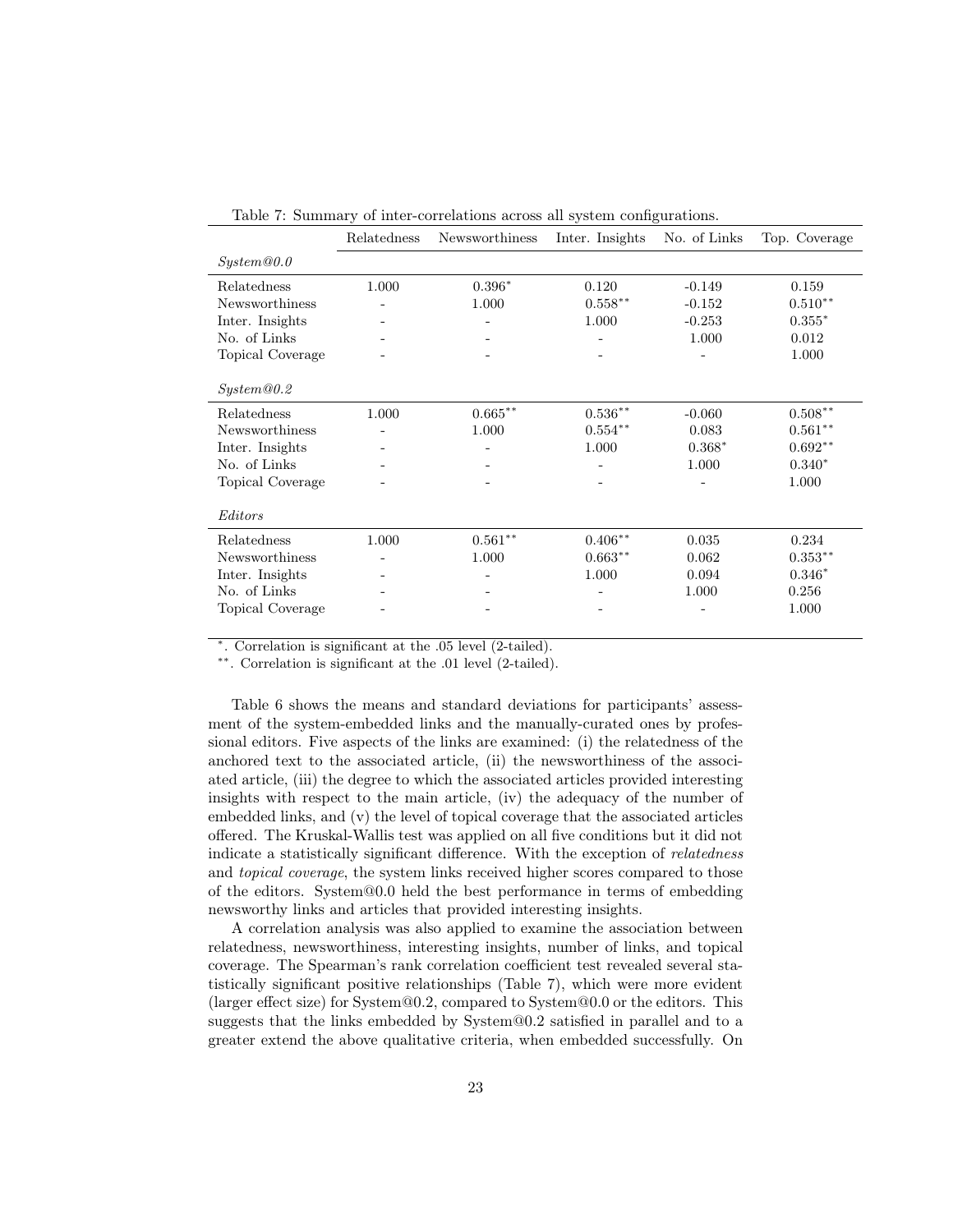Table 7: Summary of inter-correlations across all system configurations.

| | Relatedness | Newsworthiness | Inter. Insights | No. of Links | Top. Coverage |
|---|---|---|---|---|---|
| *System@0.0* | | | | | |
| Relatedness | 1.000 | $0.396^{*}$ | 0.120 | -0.149 | 0.159 |
| Newsworthiness | - | 1.000 | $0.558^{**}$ | -0.152 | $0.510^{**}$ |
| Inter. Insights | - | - | 1.000 | -0.253 | $0.355^{*}$ |
| No. of Links | - | - | - | 1.000 | 0.012 |
| Topical Coverage | - | - | - | - | 1.000 |
| *System@0.2* | | | | | |
| Relatedness | 1.000 | $0.665^{**}$ | $0.536^{**}$ | -0.060 | $0.508^{**}$ |
| Newsworthiness | - | 1.000 | $0.554^{**}$ | 0.083 | $0.561^{**}$ |
| Inter. Insights | - | - | 1.000 | $0.368^{*}$ | $0.692^{**}$ |
| No. of Links | - | - | - | 1.000 | $0.340^{*}$ |
| Topical Coverage | - | - | - | - | 1.000 |
| *Editors* | | | | | |
| Relatedness | 1.000 | $0.561^{**}$ | $0.406^{**}$ | 0.035 | 0.234 |
| Newsworthiness | - | 1.000 | $0.663^{**}$ | 0.062 | $0.353^{**}$ |
| Inter. Insights | - | - | 1.000 | 0.094 | $0.346^{*}$ |
| No. of Links | - | - | - | 1.000 | 0.256 |
| Topical Coverage | - | - | - | - | 1.000 |

*. Correlation is significant at the .05 level (2-tailed).

**. Correlation is significant at the .01 level (2-tailed).

Table 6 shows the means and standard deviations for participants' assessment of the system-embedded links and the manually-curated ones by professional editors. Five aspects of the links are examined: (i) the relatedness of the anchored text to the associated article, (ii) the newsworthiness of the associated article, (iii) the degree to which the associated articles provided interesting insights with respect to the main article, (iv) the adequacy of the number of embedded links, and (v) the level of topical coverage that the associated articles offered. The Kruskal-Wallis test was applied on all five conditions but it did not indicate a statistically significant difference. With the exception of *relatedness* and *topical coverage*, the system links received higher scores compared to those of the editors. System@0.0 held the best performance in terms of embedding newsworthy links and articles that provided interesting insights.

A correlation analysis was also applied to examine the association between relatedness, newsworthiness, interesting insights, number of links, and topical coverage. The Spearman's rank correlation coefficient test revealed several statistically significant positive relationships (Table 7), which were more evident (larger effect size) for System@0.2, compared to System@0.0 or the editors. This suggests that the links embedded by System@0.2 satisfied in parallel and to a greater extend the above qualitative criteria, when embedded successfully. On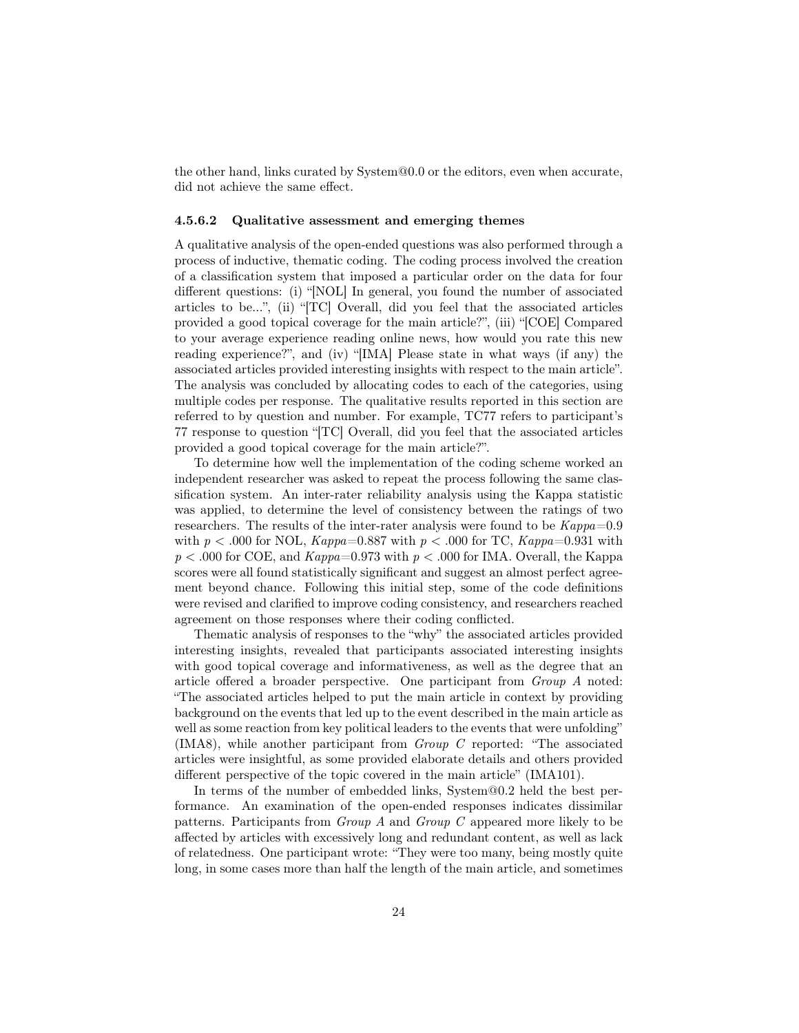the other hand, links curated by System@0.0 or the editors, even when accurate, did not achieve the same effect.

#### 4.5.6.2 Qualitative assessment and emerging themes

A qualitative analysis of the open-ended questions was also performed through a process of inductive, thematic coding. The coding process involved the creation of a classification system that imposed a particular order on the data for four different questions: (i) "[NOL] In general, you found the number of associated articles to be...", (ii) "[TC] Overall, did you feel that the associated articles provided a good topical coverage for the main article?", (iii) "[COE] Compared to your average experience reading online news, how would you rate this new reading experience?", and (iv) "[IMA] Please state in what ways (if any) the associated articles provided interesting insights with respect to the main article". The analysis was concluded by allocating codes to each of the categories, using multiple codes per response. The qualitative results reported in this section are referred to by question and number. For example, TC77 refers to participant's 77 response to question "[TC] Overall, did you feel that the associated articles provided a good topical coverage for the main article?".

To determine how well the implementation of the coding scheme worked an independent researcher was asked to repeat the process following the same classification system. An inter-rater reliability analysis using the Kappa statistic was applied, to determine the level of consistency between the ratings of two researchers. The results of the inter-rater analysis were found to be $Kappa$=0.9 with $p < .000$ for NOL, $Kappa$=0.887 with $p < .000$ for TC, $Kappa$=0.931 with $p < .000$ for COE, and $Kappa$=0.973 with $p < .000$ for IMA. Overall, the Kappa scores were all found statistically significant and suggest an almost perfect agreement beyond chance. Following this initial step, some of the code definitions were revised and clarified to improve coding consistency, and researchers reached agreement on those responses where their coding conflicted.

Thematic analysis of responses to the "why" the associated articles provided interesting insights, revealed that participants associated interesting insights with good topical coverage and informativeness, as well as the degree that an article offered a broader perspective. One participant from *Group A* noted: "The associated articles helped to put the main article in context by providing background on the events that led up to the event described in the main article as well as some reaction from key political leaders to the events that were unfolding" (IMA8), while another participant from *Group C* reported: "The associated articles were insightful, as some provided elaborate details and others provided different perspective of the topic covered in the main article" (IMA101).

In terms of the number of embedded links, System@0.2 held the best performance. An examination of the open-ended responses indicates dissimilar patterns. Participants from *Group A* and *Group C* appeared more likely to be affected by articles with excessively long and redundant content, as well as lack of relatedness. One participant wrote: "They were too many, being mostly quite long, in some cases more than half the length of the main article, and sometimes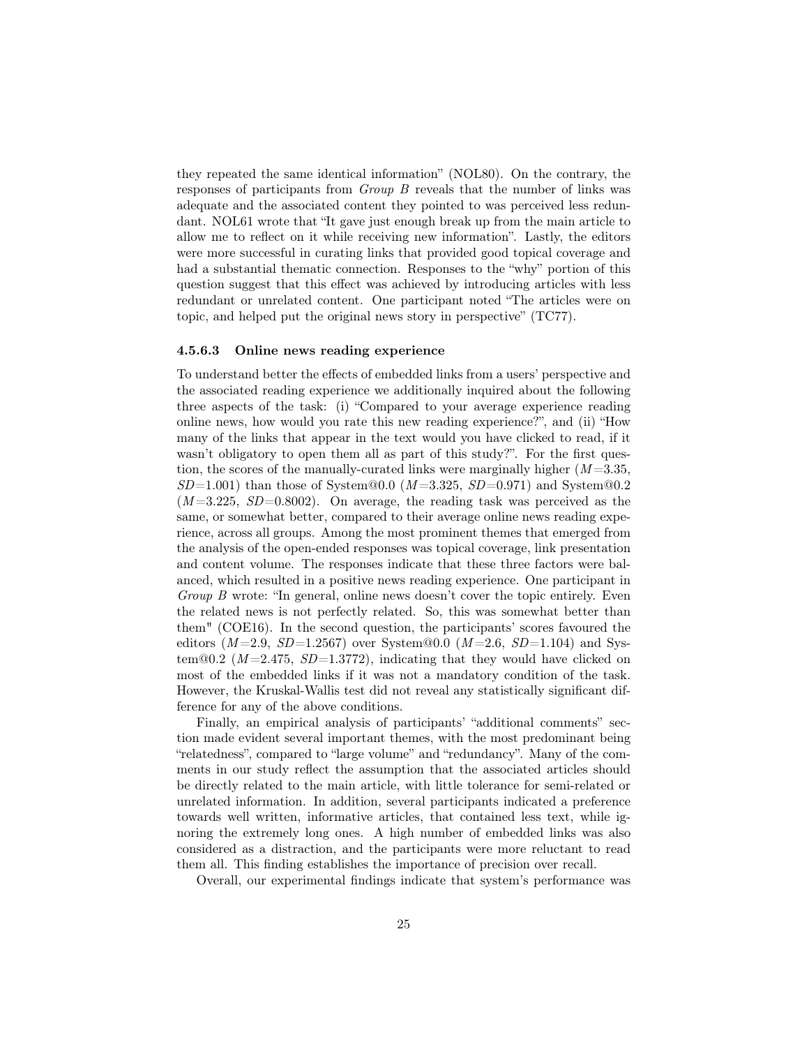they repeated the same identical information" (NOL80). On the contrary, the responses of participants from *Group B* reveals that the number of links was adequate and the associated content they pointed to was perceived less redundant. NOL61 wrote that "It gave just enough break up from the main article to allow me to reflect on it while receiving new information". Lastly, the editors were more successful in curating links that provided good topical coverage and had a substantial thematic connection. Responses to the "why" portion of this question suggest that this effect was achieved by introducing articles with less redundant or unrelated content. One participant noted "The articles were on topic, and helped put the original news story in perspective" (TC77).

#### 4.5.6.3 Online news reading experience

To understand better the effects of embedded links from a users' perspective and the associated reading experience we additionally inquired about the following three aspects of the task: (i) "Compared to your average experience reading online news, how would you rate this new reading experience?", and (ii) "How many of the links that appear in the text would you have clicked to read, if it wasn't obligatory to open them all as part of this study?". For the first question, the scores of the manually-curated links were marginally higher ($M$=3.35, $SD$=1.001) than those of System@0.0 ($M$=3.325, $SD$=0.971) and System@0.2 ($M$=3.225, $SD$=0.8002). On average, the reading task was perceived as the same, or somewhat better, compared to their average online news reading experience, across all groups. Among the most prominent themes that emerged from the analysis of the open-ended responses was topical coverage, link presentation and content volume. The responses indicate that these three factors were balanced, which resulted in a positive news reading experience. One participant in *Group B* wrote: "In general, online news doesn't cover the topic entirely. Even the related news is not perfectly related. So, this was somewhat better than them" (COE16). In the second question, the participants' scores favoured the editors ($M$=2.9, $SD$=1.2567) over System@0.0 ($M$=2.6, $SD$=1.104) and System@0.2 ($M$=2.475, $SD$=1.3772), indicating that they would have clicked on most of the embedded links if it was not a mandatory condition of the task. However, the Kruskal-Wallis test did not reveal any statistically significant difference for any of the above conditions.

Finally, an empirical analysis of participants' "additional comments" section made evident several important themes, with the most predominant being "relatedness", compared to "large volume" and "redundancy". Many of the comments in our study reflect the assumption that the associated articles should be directly related to the main article, with little tolerance for semi-related or unrelated information. In addition, several participants indicated a preference towards well written, informative articles, that contained less text, while ignoring the extremely long ones. A high number of embedded links was also considered as a distraction, and the participants were more reluctant to read them all. This finding establishes the importance of precision over recall.

Overall, our experimental findings indicate that system's performance was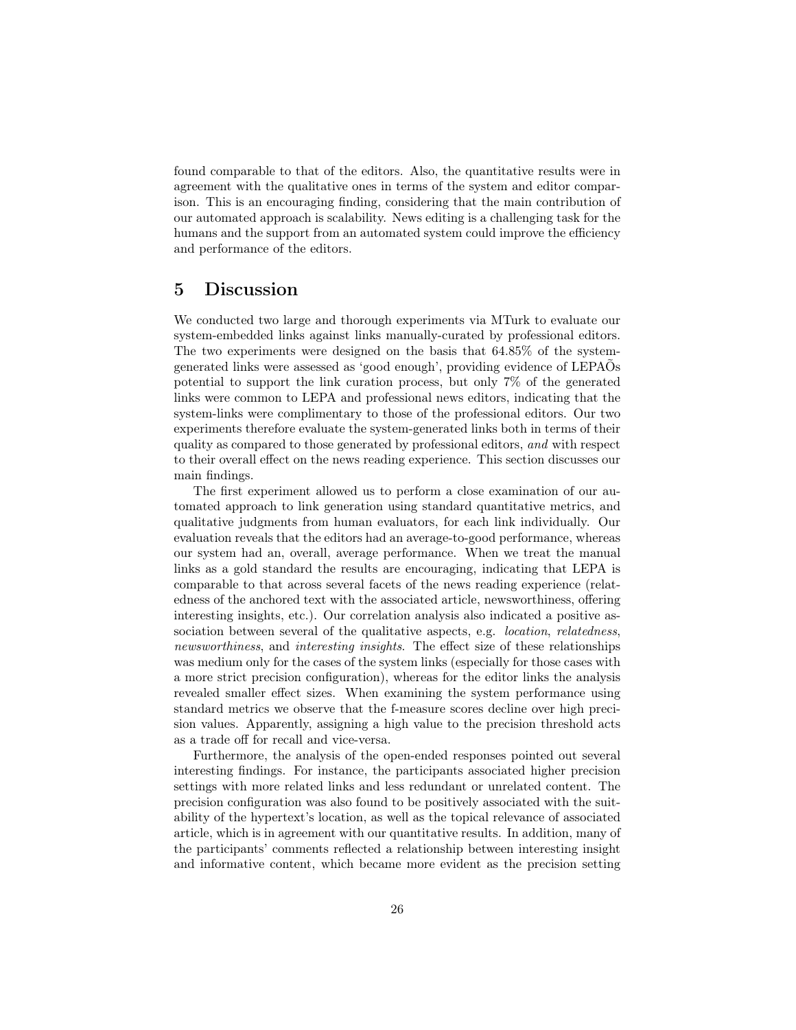found comparable to that of the editors. Also, the quantitative results were in agreement with the qualitative ones in terms of the system and editor comparison. This is an encouraging finding, considering that the main contribution of our automated approach is scalability. News editing is a challenging task for the humans and the support from an automated system could improve the efficiency and performance of the editors.

## 5 Discussion

We conducted two large and thorough experiments via MTurk to evaluate our system-embedded links against links manually-curated by professional editors. The two experiments were designed on the basis that 64.85% of the system-generated links were assessed as 'good enough', providing evidence of LEPAÕs potential to support the link curation process, but only 7% of the generated links were common to LEPA and professional news editors, indicating that the system-links were complimentary to those of the professional editors. Our two experiments therefore evaluate the system-generated links both in terms of their quality as compared to those generated by professional editors, *and* with respect to their overall effect on the news reading experience. This section discusses our main findings.

The first experiment allowed us to perform a close examination of our automated approach to link generation using standard quantitative metrics, and qualitative judgments from human evaluators, for each link individually. Our evaluation reveals that the editors had an average-to-good performance, whereas our system had an, overall, average performance. When we treat the manual links as a gold standard the results are encouraging, indicating that LEPA is comparable to that across several facets of the news reading experience (relatedness of the anchored text with the associated article, newsworthiness, offering interesting insights, etc.). Our correlation analysis also indicated a positive association between several of the qualitative aspects, e.g. *location*, *relatedness*, *newsworthiness*, and *interesting insights*. The effect size of these relationships was medium only for the cases of the system links (especially for those cases with a more strict precision configuration), whereas for the editor links the analysis revealed smaller effect sizes. When examining the system performance using standard metrics we observe that the f-measure scores decline over high precision values. Apparently, assigning a high value to the precision threshold acts as a trade off for recall and vice-versa.

Furthermore, the analysis of the open-ended responses pointed out several interesting findings. For instance, the participants associated higher precision settings with more related links and less redundant or unrelated content. The precision configuration was also found to be positively associated with the suitability of the hypertext's location, as well as the topical relevance of associated article, which is in agreement with our quantitative results. In addition, many of the participants' comments reflected a relationship between interesting insight and informative content, which became more evident as the precision setting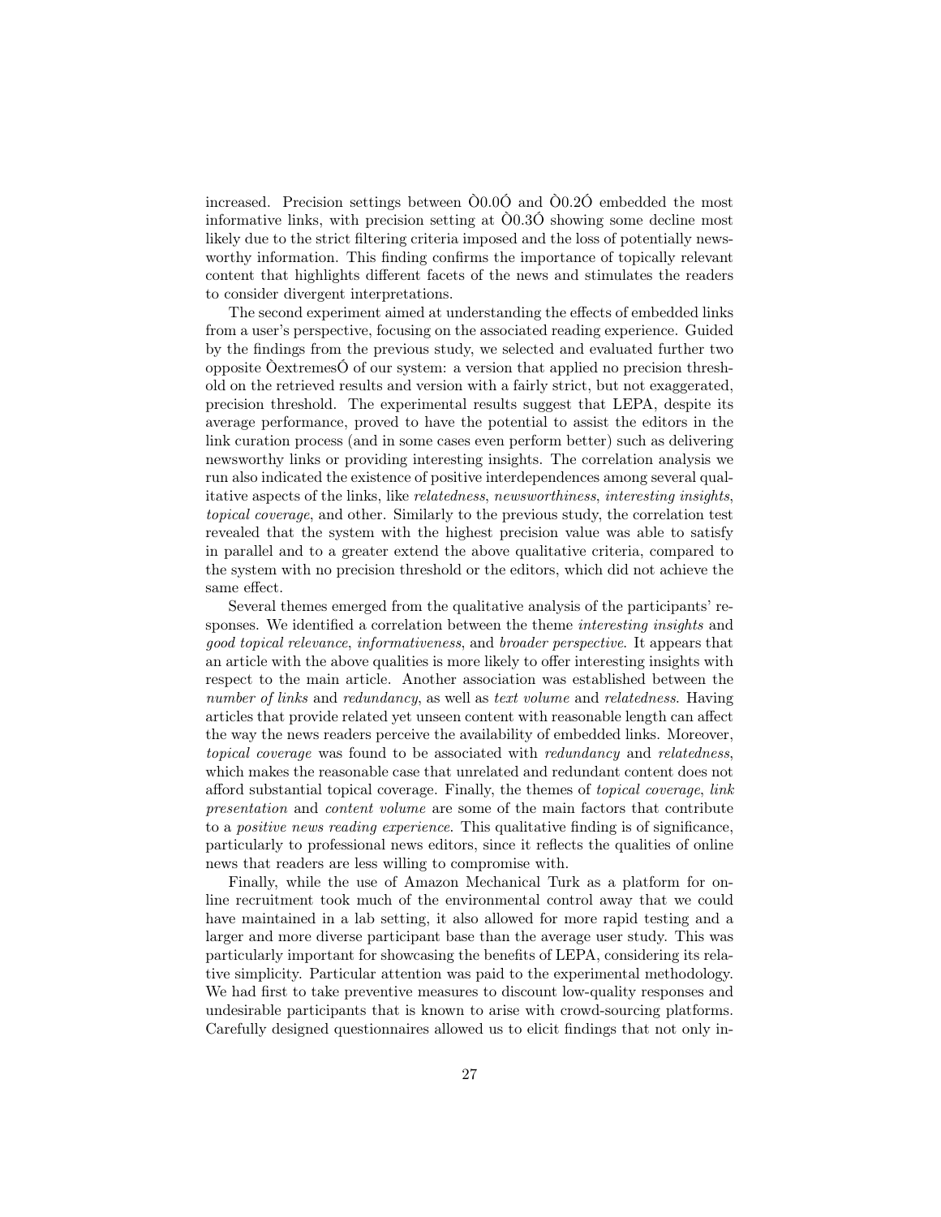increased. Precision settings between Ò0.0Ó and Ò0.2Ó embedded the most informative links, with precision setting at Ò0.3Ó showing some decline most likely due to the strict filtering criteria imposed and the loss of potentially newsworthy information. This finding confirms the importance of topically relevant content that highlights different facets of the news and stimulates the readers to consider divergent interpretations.

The second experiment aimed at understanding the effects of embedded links from a user's perspective, focusing on the associated reading experience. Guided by the findings from the previous study, we selected and evaluated further two opposite ÒextremesÓ of our system: a version that applied no precision threshold on the retrieved results and version with a fairly strict, but not exaggerated, precision threshold. The experimental results suggest that LEPA, despite its average performance, proved to have the potential to assist the editors in the link curation process (and in some cases even perform better) such as delivering newsworthy links or providing interesting insights. The correlation analysis we run also indicated the existence of positive interdependences among several qualitative aspects of the links, like *relatedness*, *newsworthiness*, *interesting insights*, *topical coverage*, and other. Similarly to the previous study, the correlation test revealed that the system with the highest precision value was able to satisfy in parallel and to a greater extend the above qualitative criteria, compared to the system with no precision threshold or the editors, which did not achieve the same effect.

Several themes emerged from the qualitative analysis of the participants' responses. We identified a correlation between the theme *interesting insights* and *good topical relevance*, *informativeness*, and *broader perspective*. It appears that an article with the above qualities is more likely to offer interesting insights with respect to the main article. Another association was established between the *number of links* and *redundancy*, as well as *text volume* and *relatedness*. Having articles that provide related yet unseen content with reasonable length can affect the way the news readers perceive the availability of embedded links. Moreover, *topical coverage* was found to be associated with *redundancy* and *relatedness*, which makes the reasonable case that unrelated and redundant content does not afford substantial topical coverage. Finally, the themes of *topical coverage*, *link presentation* and *content volume* are some of the main factors that contribute to a *positive news reading experience*. This qualitative finding is of significance, particularly to professional news editors, since it reflects the qualities of online news that readers are less willing to compromise with.

Finally, while the use of Amazon Mechanical Turk as a platform for online recruitment took much of the environmental control away that we could have maintained in a lab setting, it also allowed for more rapid testing and a larger and more diverse participant base than the average user study. This was particularly important for showcasing the benefits of LEPA, considering its relative simplicity. Particular attention was paid to the experimental methodology. We had first to take preventive measures to discount low-quality responses and undesirable participants that is known to arise with crowd-sourcing platforms. Carefully designed questionnaires allowed us to elicit findings that not only in-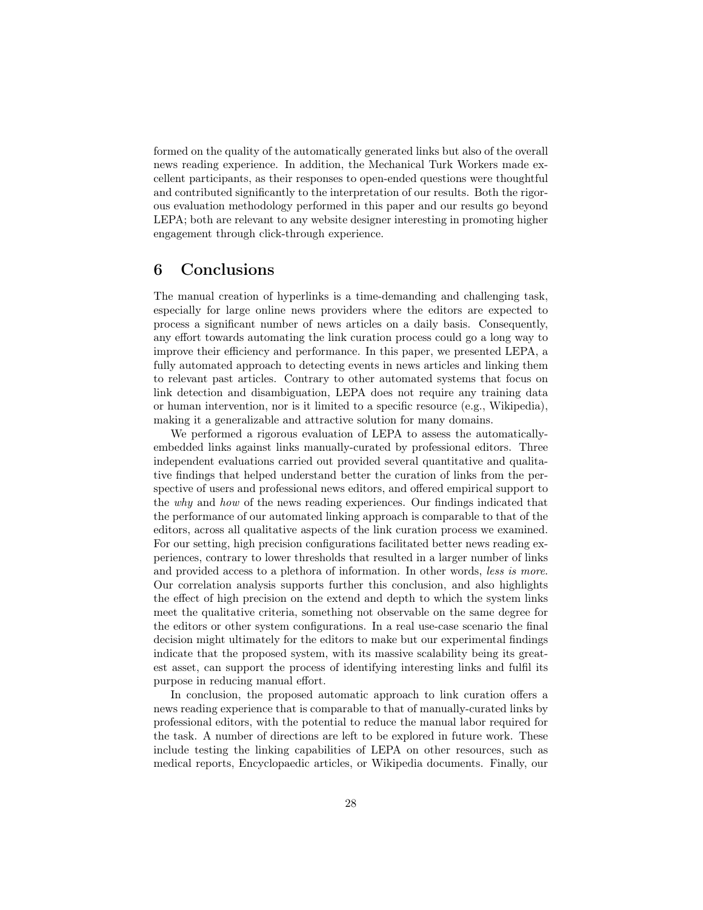formed on the quality of the automatically generated links but also of the overall news reading experience. In addition, the Mechanical Turk Workers made excellent participants, as their responses to open-ended questions were thoughtful and contributed significantly to the interpretation of our results. Both the rigorous evaluation methodology performed in this paper and our results go beyond LEPA; both are relevant to any website designer interesting in promoting higher engagement through click-through experience.

# 6 Conclusions

The manual creation of hyperlinks is a time-demanding and challenging task, especially for large online news providers where the editors are expected to process a significant number of news articles on a daily basis. Consequently, any effort towards automating the link curation process could go a long way to improve their efficiency and performance. In this paper, we presented LEPA, a fully automated approach to detecting events in news articles and linking them to relevant past articles. Contrary to other automated systems that focus on link detection and disambiguation, LEPA does not require any training data or human intervention, nor is it limited to a specific resource (e.g., Wikipedia), making it a generalizable and attractive solution for many domains.

We performed a rigorous evaluation of LEPA to assess the automatically-embedded links against links manually-curated by professional editors. Three independent evaluations carried out provided several quantitative and qualitative findings that helped understand better the curation of links from the perspective of users and professional news editors, and offered empirical support to the *why* and *how* of the news reading experiences. Our findings indicated that the performance of our automated linking approach is comparable to that of the editors, across all qualitative aspects of the link curation process we examined. For our setting, high precision configurations facilitated better news reading experiences, contrary to lower thresholds that resulted in a larger number of links and provided access to a plethora of information. In other words, *less is more*. Our correlation analysis supports further this conclusion, and also highlights the effect of high precision on the extend and depth to which the system links meet the qualitative criteria, something not observable on the same degree for the editors or other system configurations. In a real use-case scenario the final decision might ultimately for the editors to make but our experimental findings indicate that the proposed system, with its massive scalability being its greatest asset, can support the process of identifying interesting links and fulfil its purpose in reducing manual effort.

In conclusion, the proposed automatic approach to link curation offers a news reading experience that is comparable to that of manually-curated links by professional editors, with the potential to reduce the manual labor required for the task. A number of directions are left to be explored in future work. These include testing the linking capabilities of LEPA on other resources, such as medical reports, Encyclopaedic articles, or Wikipedia documents. Finally, our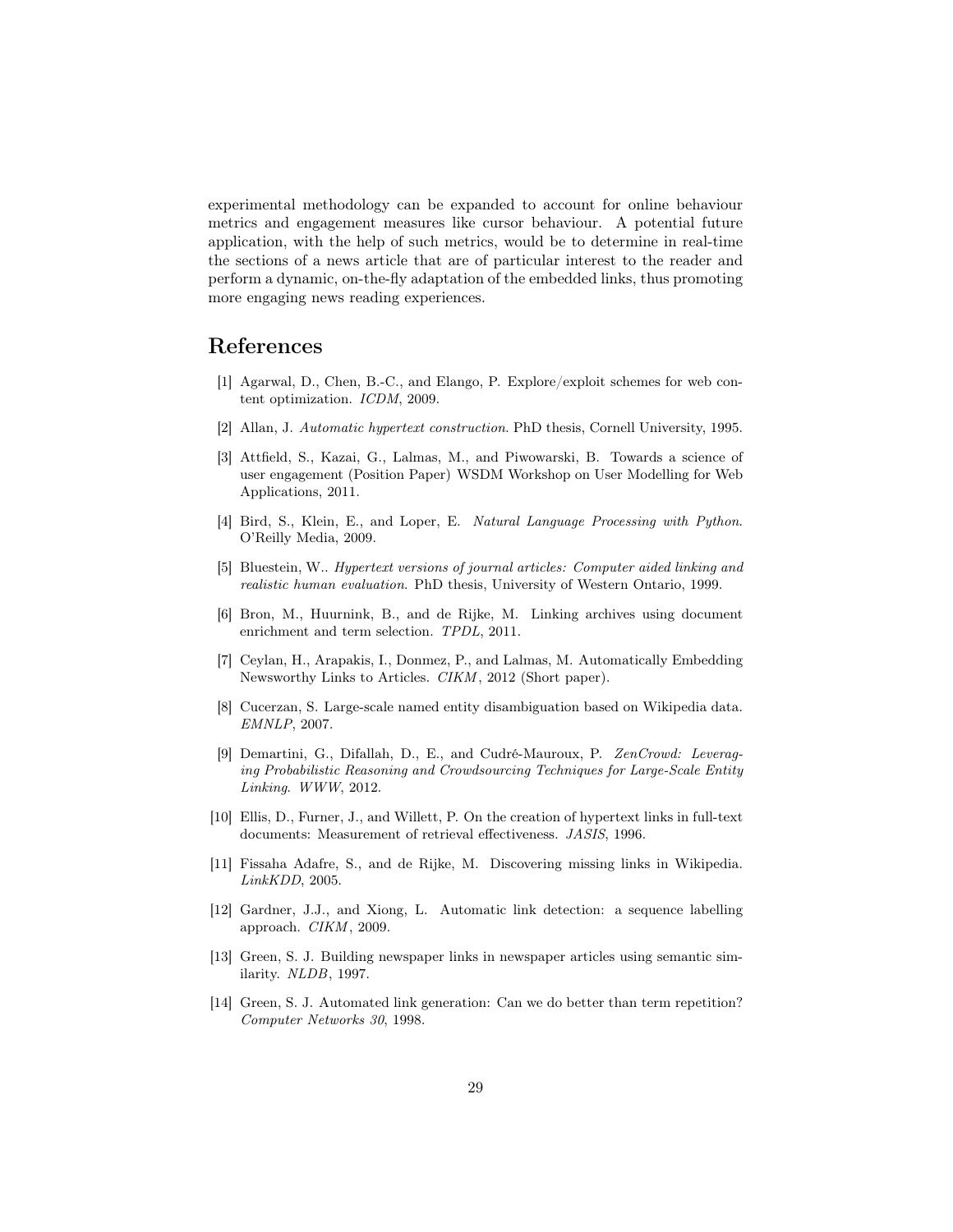experimental methodology can be expanded to account for online behaviour metrics and engagement measures like cursor behaviour. A potential future application, with the help of such metrics, would be to determine in real-time the sections of a news article that are of particular interest to the reader and perform a dynamic, on-the-fly adaptation of the embedded links, thus promoting more engaging news reading experiences.

# References

[1] Agarwal, D., Chen, B.-C., and Elango, P. Explore/exploit schemes for web content optimization. *ICDM*, 2009.

[2] Allan, J. *Automatic hypertext construction*. PhD thesis, Cornell University, 1995.

[3] Attfield, S., Kazai, G., Lalmas, M., and Piwowarski, B. Towards a science of user engagement (Position Paper) WSDM Workshop on User Modelling for Web Applications, 2011.

[4] Bird, S., Klein, E., and Loper, E. *Natural Language Processing with Python*. O'Reilly Media, 2009.

[5] Bluestein, W.. *Hypertext versions of journal articles: Computer aided linking and realistic human evaluation*. PhD thesis, University of Western Ontario, 1999.

[6] Bron, M., Huurnink, B., and de Rijke, M. Linking archives using document enrichment and term selection. *TPDL*, 2011.

[7] Ceylan, H., Arapakis, I., Donmez, P., and Lalmas, M. Automatically Embedding Newsworthy Links to Articles. *CIKM*, 2012 (Short paper).

[8] Cucerzan, S. Large-scale named entity disambiguation based on Wikipedia data. *EMNLP*, 2007.

[9] Demartini, G., Difallah, D., E., and Cudré-Mauroux, P. *ZenCrowd: Leveraging Probabilistic Reasoning and Crowdsourcing Techniques for Large-Scale Entity Linking*. *WWW*, 2012.

[10] Ellis, D., Furner, J., and Willett, P. On the creation of hypertext links in full-text documents: Measurement of retrieval effectiveness. *JASIS*, 1996.

[11] Fissaha Adafre, S., and de Rijke, M. Discovering missing links in Wikipedia. *LinkKDD*, 2005.

[12] Gardner, J.J., and Xiong, L. Automatic link detection: a sequence labelling approach. *CIKM*, 2009.

[13] Green, S. J. Building newspaper links in newspaper articles using semantic similarity. *NLDB*, 1997.

[14] Green, S. J. Automated link generation: Can we do better than term repetition? *Computer Networks 30*, 1998.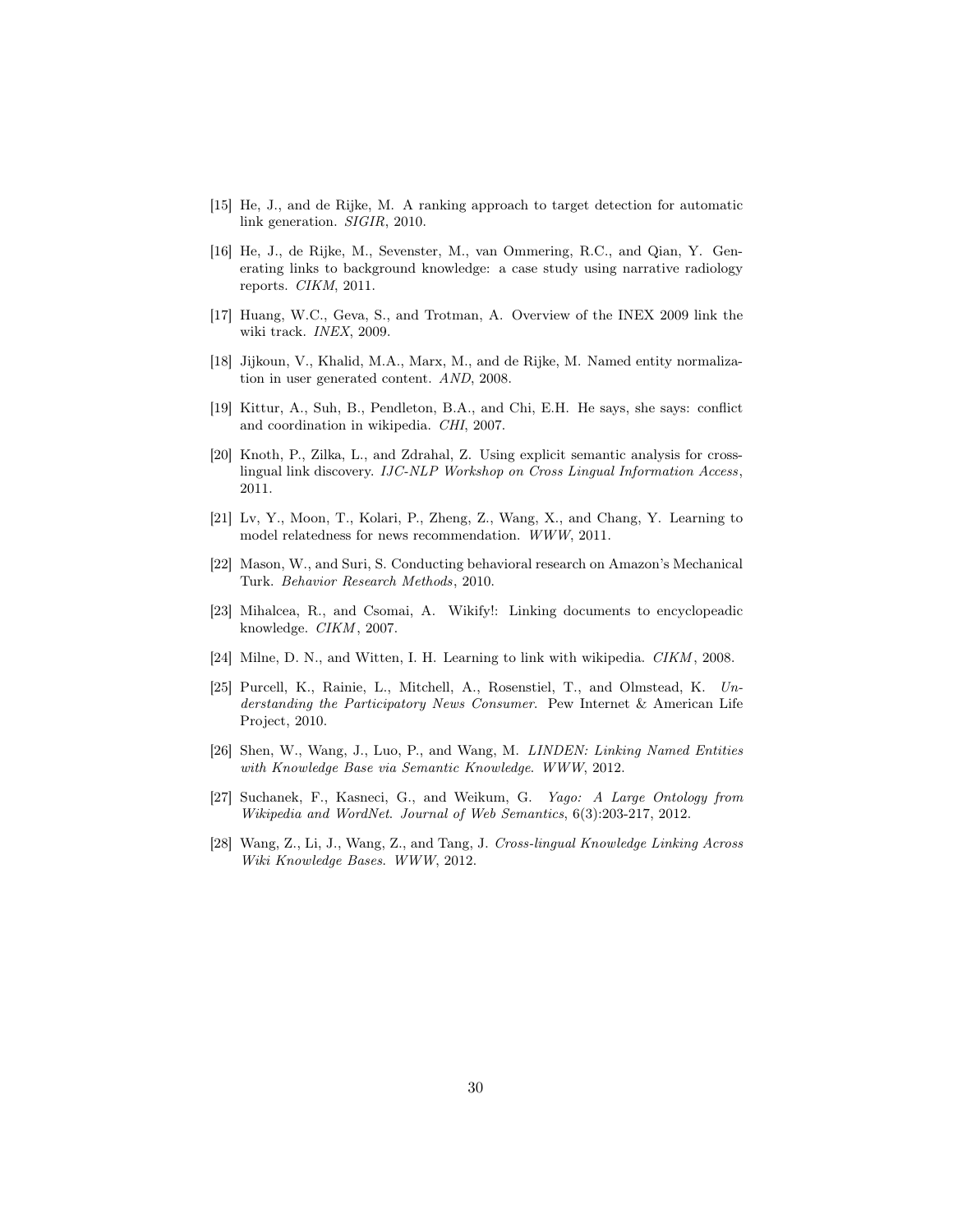[15] He, J., and de Rijke, M. A ranking approach to target detection for automatic link generation. *SIGIR*, 2010.

[16] He, J., de Rijke, M., Sevenster, M., van Ommering, R.C., and Qian, Y. Generating links to background knowledge: a case study using narrative radiology reports. *CIKM*, 2011.

[17] Huang, W.C., Geva, S., and Trotman, A. Overview of the INEX 2009 link the wiki track. *INEX*, 2009.

[18] Jijkoun, V., Khalid, M.A., Marx, M., and de Rijke, M. Named entity normalization in user generated content. *AND*, 2008.

[19] Kittur, A., Suh, B., Pendleton, B.A., and Chi, E.H. He says, she says: conflict and coordination in wikipedia. *CHI*, 2007.

[20] Knoth, P., Zilka, L., and Zdrahal, Z. Using explicit semantic analysis for cross-lingual link discovery. *IJC-NLP Workshop on Cross Lingual Information Access*, 2011.

[21] Lv, Y., Moon, T., Kolari, P., Zheng, Z., Wang, X., and Chang, Y. Learning to model relatedness for news recommendation. *WWW*, 2011.

[22] Mason, W., and Suri, S. Conducting behavioral research on Amazon's Mechanical Turk. *Behavior Research Methods*, 2010.

[23] Mihalcea, R., and Csomai, A. Wikify!: Linking documents to encyclopeadic knowledge. *CIKM*, 2007.

[24] Milne, D. N., and Witten, I. H. Learning to link with wikipedia. *CIKM*, 2008.

[25] Purcell, K., Rainie, L., Mitchell, A., Rosenstiel, T., and Olmstead, K. *Understanding the Participatory News Consumer.* Pew Internet & American Life Project, 2010.

[26] Shen, W., Wang, J., Luo, P., and Wang, M. *LINDEN: Linking Named Entities with Knowledge Base via Semantic Knowledge*. *WWW*, 2012.

[27] Suchanek, F., Kasneci, G., and Weikum, G. *Yago: A Large Ontology from Wikipedia and WordNet*. *Journal of Web Semantics*, 6(3):203-217, 2012.

[28] Wang, Z., Li, J., Wang, Z., and Tang, J. *Cross-lingual Knowledge Linking Across Wiki Knowledge Bases*. *WWW*, 2012.